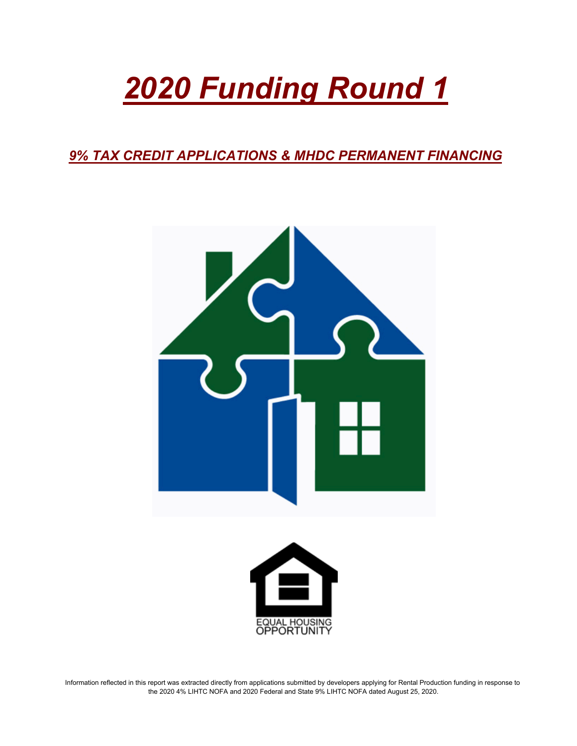# *2020 Funding Round 1*

## *9% TAX CREDIT APPLICATIONS & MHDC PERMANENT FINANCING*

EQUAL HOUSING OPPORTUNITY

Information reflected in this report was extracted directly from applications submitted by developers applying for Rental Production funding in response to the 2020 4% LIHTC NOFA and 2020 Federal and State 9% LIHTC NOFA dated August 25, 2020.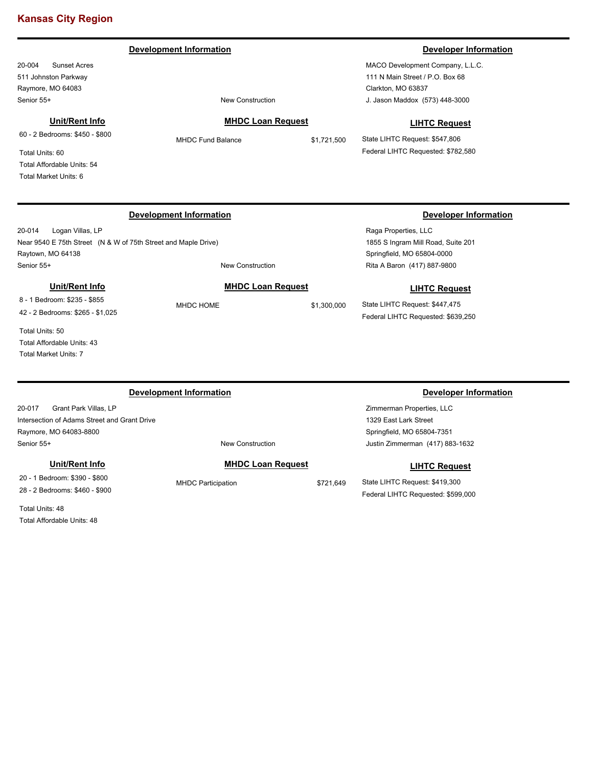# Kansas City Region

---

### Development Information

20-004 Sunset Acres
511 Johnston Parkway
Raymore, MO 64083
Senior 55+

New Construction

### Developer Information

MACO Development Company, L.L.C.
111 N Main Street / P.O. Box 68
Clarkton, MO 63837
J. Jason Maddox (573) 448-3000

### Unit/Rent Info

60 - 2 Bedrooms: $450 - $800

Total Units: 60
Total Affordable Units: 54
Total Market Units: 6

### MHDC Loan Request

| | |
|---|---|
| MHDC Fund Balance | $1,721,500 |

### LIHTC Request

State LIHTC Request: $547,806
Federal LIHTC Requested: $782,580

---

### Development Information

20-014 Logan Villas, LP
Near 9540 E 75th Street (N & W of 75th Street and Maple Drive)
Raytown, MO 64138
Senior 55+

New Construction

### Developer Information

Raga Properties, LLC
1855 S Ingram Mill Road, Suite 201
Springfield, MO 65804-0000
Rita A Baron (417) 887-9800

### Unit/Rent Info

8 - 1 Bedroom: $235 - $855
42 - 2 Bedrooms: $265 - $1,025

Total Units: 50
Total Affordable Units: 43
Total Market Units: 7

### MHDC Loan Request

| | |
|---|---|
| MHDC HOME | $1,300,000 |

### LIHTC Request

State LIHTC Request: $447,475
Federal LIHTC Requested: $639,250

---

### Development Information

20-017 Grant Park Villas, LP
Intersection of Adams Street and Grant Drive
Raymore, MO 64083-8800
Senior 55+

New Construction

### Developer Information

Zimmerman Properties, LLC
1329 East Lark Street
Springfield, MO 65804-7351
Justin Zimmerman (417) 883-1632

### Unit/Rent Info

20 - 1 Bedroom: $390 - $800
28 - 2 Bedrooms: $460 - $900

Total Units: 48
Total Affordable Units: 48

### MHDC Loan Request

| | |
|---|---|
| MHDC Participation | $721,649 |

### LIHTC Request

State LIHTC Request: $419,300
Federal LIHTC Requested: $599,000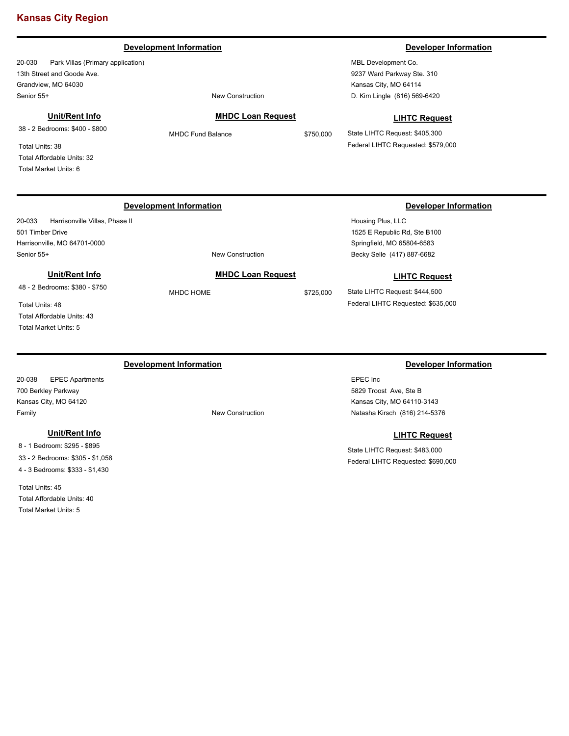## Kansas City Region

---

### Development Information

20-030 Park Villas (Primary application)
13th Street and Goode Ave.
Grandview, MO 64030
Senior 55+

New Construction

### Developer Information

MBL Development Co.
9237 Ward Parkway Ste. 310
Kansas City, MO 64114
D. Kim Lingle (816) 569-6420

#### Unit/Rent Info

38 - 2 Bedrooms: $400 - $800

Total Units: 38
Total Affordable Units: 32
Total Market Units: 6

#### MHDC Loan Request

MHDC Fund Balance $750,000

#### LIHTC Request

State LIHTC Request: $405,300
Federal LIHTC Requested: $579,000

---

### Development Information

20-033 Harrisonville Villas, Phase II
501 Timber Drive
Harrisonville, MO 64701-0000
Senior 55+

New Construction

### Developer Information

Housing Plus, LLC
1525 E Republic Rd, Ste B100
Springfield, MO 65804-6583
Becky Selle (417) 887-6682

#### Unit/Rent Info

48 - 2 Bedrooms: $380 - $750

Total Units: 48
Total Affordable Units: 43
Total Market Units: 5

#### MHDC Loan Request

MHDC HOME $725,000

#### LIHTC Request

State LIHTC Request: $444,500
Federal LIHTC Requested: $635,000

---

### Development Information

20-038 EPEC Apartments
700 Berkley Parkway
Kansas City, MO 64120
Family

New Construction

### Developer Information

EPEC Inc
5829 Troost Ave, Ste B
Kansas City, MO 64110-3143
Natasha Kirsch (816) 214-5376

#### Unit/Rent Info

8 - 1 Bedroom: $295 - $895
33 - 2 Bedrooms: $305 - $1,058
4 - 3 Bedrooms: $333 - $1,430

Total Units: 45
Total Affordable Units: 40
Total Market Units: 5

#### LIHTC Request

State LIHTC Request: $483,000
Federal LIHTC Requested: $690,000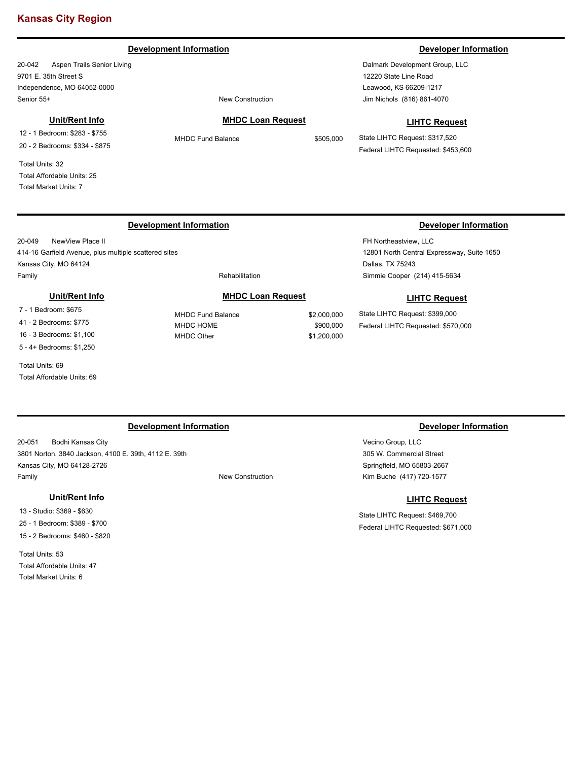# Kansas City Region

---

### Development Information

20-042 Aspen Trails Senior Living
9701 E. 35th Street S
Independence, MO 64052-0000
Senior 55+

New Construction

### Developer Information

Dalmark Development Group, LLC
12220 State Line Road
Leawood, KS 66209-1217
Jim Nichols (816) 861-4070

### Unit/Rent Info

12 - 1 Bedroom: $283 - $755
20 - 2 Bedrooms: $334 - $875

Total Units: 32
Total Affordable Units: 25
Total Market Units: 7

### MHDC Loan Request

| | |
|---|---|
| MHDC Fund Balance | $505,000 |

### LIHTC Request

State LIHTC Request: $317,520
Federal LIHTC Requested: $453,600

---

### Development Information

20-049 NewView Place II
414-16 Garfield Avenue, plus multiple scattered sites
Kansas City, MO 64124
Family

Rehabilitation

### Developer Information

FH Northeastview, LLC
12801 North Central Expressway, Suite 1650
Dallas, TX 75243
Simmie Cooper (214) 415-5634

### Unit/Rent Info

7 - 1 Bedroom: $675
41 - 2 Bedrooms: $775
16 - 3 Bedrooms: $1,100
5 - 4+ Bedrooms: $1,250

Total Units: 69
Total Affordable Units: 69

### MHDC Loan Request

| | |
|---|---|
| MHDC Fund Balance | $2,000,000 |
| MHDC HOME | $900,000 |
| MHDC Other | $1,200,000 |

### LIHTC Request

State LIHTC Request: $399,000
Federal LIHTC Requested: $570,000

---

### Development Information

20-051 Bodhi Kansas City
3801 Norton, 3840 Jackson, 4100 E. 39th, 4112 E. 39th
Kansas City, MO 64128-2726
Family

New Construction

### Developer Information

Vecino Group, LLC
305 W. Commercial Street
Springfield, MO 65803-2667
Kim Buche (417) 720-1577

### Unit/Rent Info

13 - Studio: $369 - $630
25 - 1 Bedroom: $389 - $700
15 - 2 Bedrooms: $460 - $820

Total Units: 53
Total Affordable Units: 47
Total Market Units: 6

### LIHTC Request

State LIHTC Request: $469,700
Federal LIHTC Requested: $671,000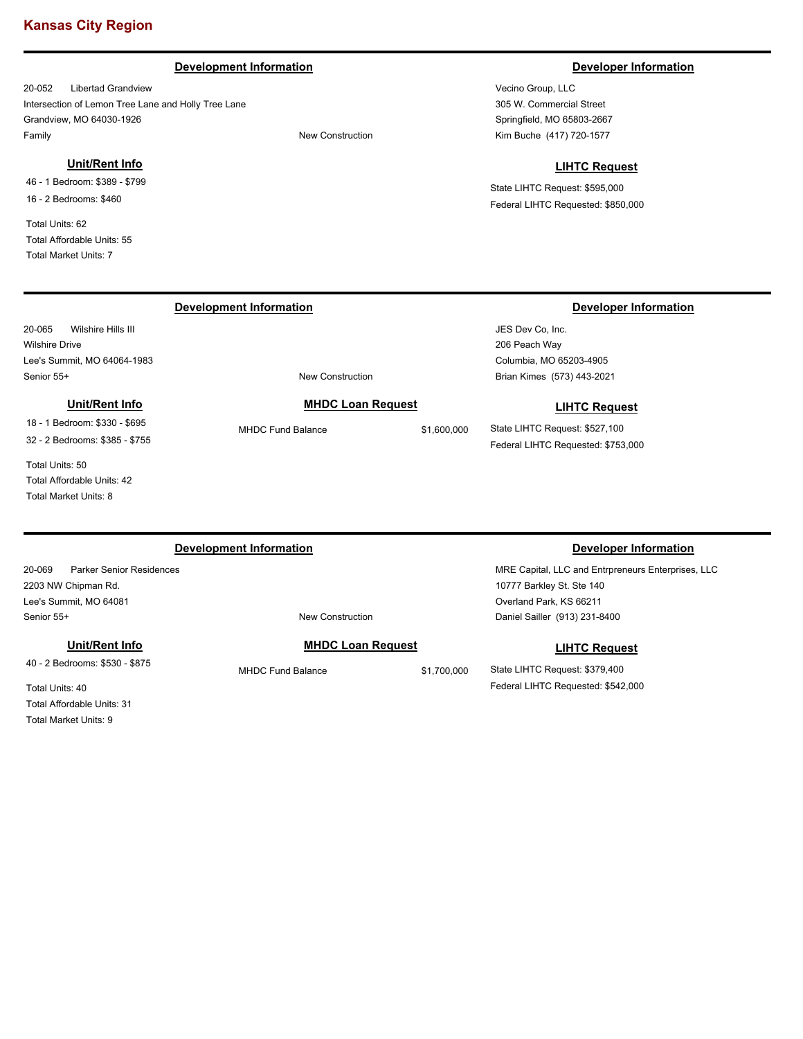## Kansas City Region

---

### Development Information

20-052 Libertad Grandview
Intersection of Lemon Tree Lane and Holly Tree Lane
Grandview, MO 64030-1926
Family

New Construction

### Developer Information

Vecino Group, LLC
305 W. Commercial Street
Springfield, MO 65803-2667
Kim Buche (417) 720-1577

### Unit/Rent Info

46 - 1 Bedroom: $389 - $799
16 - 2 Bedrooms: $460

Total Units: 62
Total Affordable Units: 55
Total Market Units: 7

### LIHTC Request

State LIHTC Request: $595,000
Federal LIHTC Requested: $850,000

---

### Development Information

20-065 Wilshire Hills III
Wilshire Drive
Lee's Summit, MO 64064-1983
Senior 55+

New Construction

### Developer Information

JES Dev Co, Inc.
206 Peach Way
Columbia, MO 65203-4905
Brian Kimes (573) 443-2021

### Unit/Rent Info

18 - 1 Bedroom: $330 - $695
32 - 2 Bedrooms: $385 - $755

Total Units: 50
Total Affordable Units: 42
Total Market Units: 8

### MHDC Loan Request

MHDC Fund Balance $1,600,000

### LIHTC Request

State LIHTC Request: $527,100
Federal LIHTC Requested: $753,000

---

### Development Information

20-069 Parker Senior Residences
2203 NW Chipman Rd.
Lee's Summit, MO 64081
Senior 55+

New Construction

### Developer Information

MRE Capital, LLC and Entrpreneurs Enterprises, LLC
10777 Barkley St. Ste 140
Overland Park, KS 66211
Daniel Sailler (913) 231-8400

### Unit/Rent Info

40 - 2 Bedrooms: $530 - $875

Total Units: 40
Total Affordable Units: 31
Total Market Units: 9

### MHDC Loan Request

MHDC Fund Balance $1,700,000

### LIHTC Request

State LIHTC Request: $379,400
Federal LIHTC Requested: $542,000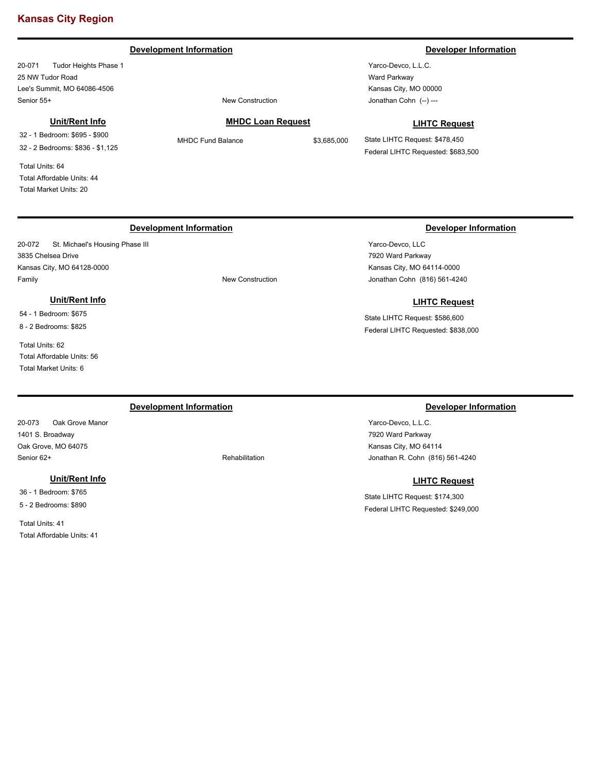# Kansas City Region

---

### Development Information

20-071 Tudor Heights Phase 1
25 NW Tudor Road
Lee's Summit, MO 64086-4506
Senior 55+

New Construction

### Developer Information

Yarco-Devco, L.L.C.
Ward Parkway
Kansas City, MO 00000
Jonathan Cohn (--) ---

### Unit/Rent Info

32 - 1 Bedroom: $695 - $900
32 - 2 Bedrooms: $836 - $1,125

Total Units: 64
Total Affordable Units: 44
Total Market Units: 20

### MHDC Loan Request

| MHDC Fund Balance | $3,685,000 |
|---|---|

### LIHTC Request

State LIHTC Request: $478,450
Federal LIHTC Requested: $683,500

---

### Development Information

20-072 St. Michael's Housing Phase III
3835 Chelsea Drive
Kansas City, MO 64128-0000
Family

New Construction

### Developer Information

Yarco-Devco, LLC
7920 Ward Parkway
Kansas City, MO 64114-0000
Jonathan Cohn (816) 561-4240

### Unit/Rent Info

54 - 1 Bedroom: $675
8 - 2 Bedrooms: $825

Total Units: 62
Total Affordable Units: 56
Total Market Units: 6

### LIHTC Request

State LIHTC Request: $586,600
Federal LIHTC Requested: $838,000

---

### Development Information

20-073 Oak Grove Manor
1401 S. Broadway
Oak Grove, MO 64075
Senior 62+

Rehabilitation

### Developer Information

Yarco-Devco, L.L.C.
7920 Ward Parkway
Kansas City, MO 64114
Jonathan R. Cohn (816) 561-4240

### Unit/Rent Info

36 - 1 Bedroom: $765
5 - 2 Bedrooms: $890

Total Units: 41
Total Affordable Units: 41

### LIHTC Request

State LIHTC Request: $174,300
Federal LIHTC Requested: $249,000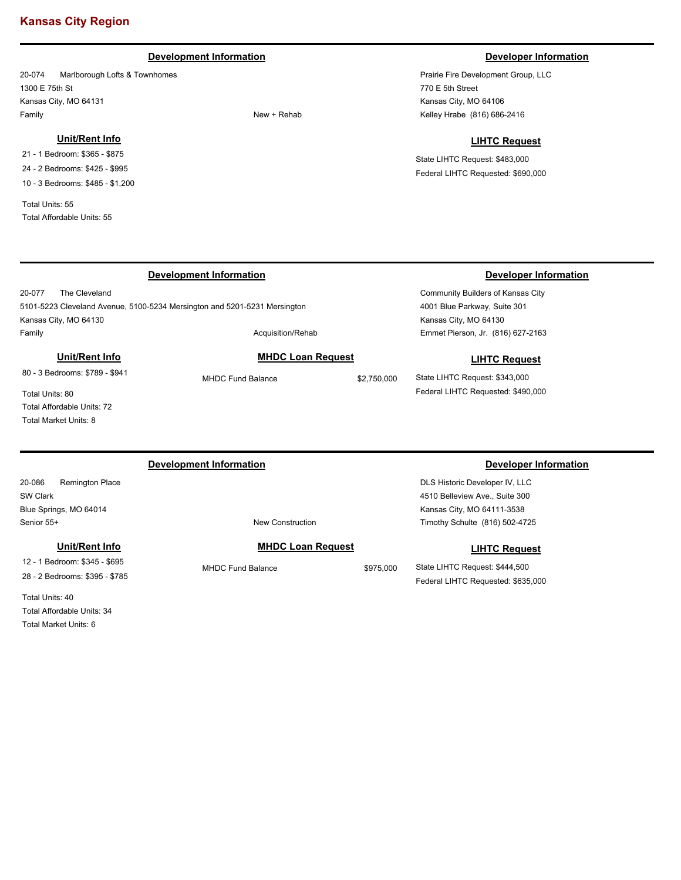## Kansas City Region

---

### Development Information

20-074 Marlborough Lofts & Townhomes
1300 E 75th St
Kansas City, MO 64131
Family

New + Rehab

### Developer Information

Prairie Fire Development Group, LLC
770 E 5th Street
Kansas City, MO 64106
Kelley Hrabe (816) 686-2416

### Unit/Rent Info

21 - 1 Bedroom: $365 - $875
24 - 2 Bedrooms: $425 - $995
10 - 3 Bedrooms: $485 - $1,200

Total Units: 55
Total Affordable Units: 55

### LIHTC Request

State LIHTC Request: $483,000
Federal LIHTC Requested: $690,000

---

### Development Information

20-077 The Cleveland
5101-5223 Cleveland Avenue, 5100-5234 Mersington and 5201-5231 Mersington
Kansas City, MO 64130
Family

Acquisition/Rehab

### Developer Information

Community Builders of Kansas City
4001 Blue Parkway, Suite 301
Kansas City, MO 64130
Emmet Pierson, Jr. (816) 627-2163

### Unit/Rent Info

80 - 3 Bedrooms: $789 - $941

Total Units: 80
Total Affordable Units: 72
Total Market Units: 8

### MHDC Loan Request

MHDC Fund Balance $2,750,000

### LIHTC Request

State LIHTC Request: $343,000
Federal LIHTC Requested: $490,000

---

### Development Information

20-086 Remington Place
SW Clark
Blue Springs, MO 64014
Senior 55+

New Construction

### Developer Information

DLS Historic Developer IV, LLC
4510 Belleview Ave., Suite 300
Kansas City, MO 64111-3538
Timothy Schulte (816) 502-4725

### Unit/Rent Info

12 - 1 Bedroom: $345 - $695
28 - 2 Bedrooms: $395 - $785

Total Units: 40
Total Affordable Units: 34
Total Market Units: 6

### MHDC Loan Request

MHDC Fund Balance $975,000

### LIHTC Request

State LIHTC Request: $444,500
Federal LIHTC Requested: $635,000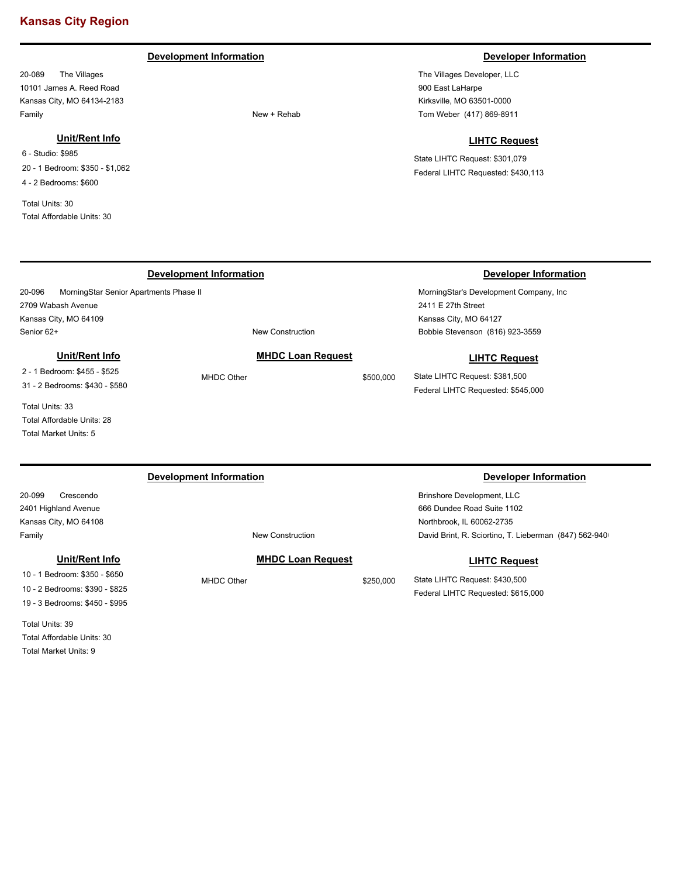# Kansas City Region

---

### Development Information

20-089 The Villages
10101 James A. Reed Road
Kansas City, MO 64134-2183
Family

New + Rehab

### Developer Information

The Villages Developer, LLC
900 East LaHarpe
Kirksville, MO 63501-0000
Tom Weber (417) 869-8911

### Unit/Rent Info

6 - Studio: $985
20 - 1 Bedroom: $350 - $1,062
4 - 2 Bedrooms: $600

Total Units: 30
Total Affordable Units: 30

### LIHTC Request

State LIHTC Request: $301,079
Federal LIHTC Requested: $430,113

---

### Development Information

20-096 MorningStar Senior Apartments Phase II
2709 Wabash Avenue
Kansas City, MO 64109
Senior 62+

New Construction

### Developer Information

MorningStar's Development Company, Inc
2411 E 27th Street
Kansas City, MO 64127
Bobbie Stevenson (816) 923-3559

### Unit/Rent Info

2 - 1 Bedroom: $455 - $525
31 - 2 Bedrooms: $430 - $580

Total Units: 33
Total Affordable Units: 28
Total Market Units: 5

### MHDC Loan Request

MHDC Other $500,000

### LIHTC Request

State LIHTC Request: $381,500
Federal LIHTC Requested: $545,000

---

### Development Information

20-099 Crescendo
2401 Highland Avenue
Kansas City, MO 64108
Family

New Construction

### Developer Information

Brinshore Development, LLC
666 Dundee Road Suite 1102
Northbrook, IL 60062-2735
David Brint, R. Sciortino, T. Lieberman (847) 562-940

### Unit/Rent Info

10 - 1 Bedroom: $350 - $650
10 - 2 Bedrooms: $390 - $825
19 - 3 Bedrooms: $450 - $995

Total Units: 39
Total Affordable Units: 30
Total Market Units: 9

### MHDC Loan Request

MHDC Other $250,000

### LIHTC Request

State LIHTC Request: $430,500
Federal LIHTC Requested: $615,000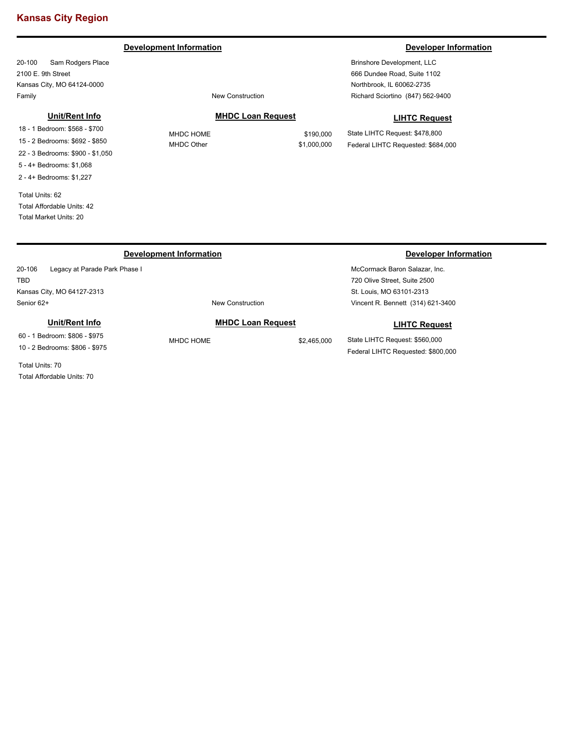# Kansas City Region

---

### Development Information

20-100 Sam Rodgers Place
2100 E. 9th Street
Kansas City, MO 64124-0000
Family

New Construction

### Developer Information

Brinshore Development, LLC
666 Dundee Road, Suite 1102
Northbrook, IL 60062-2735
Richard Sciortino (847) 562-9400

### Unit/Rent Info

- 18 - 1 Bedroom: $568 - $700
- 15 - 2 Bedrooms: $692 - $850
- 22 - 3 Bedrooms: $900 - $1,050
- 5 - 4+ Bedrooms: $1,068
- 2 - 4+ Bedrooms: $1,227

Total Units: 62
Total Affordable Units: 42
Total Market Units: 20

### MHDC Loan Request

| | |
|---|---|
| MHDC HOME | $190,000 |
| MHDC Other | $1,000,000 |

### LIHTC Request

State LIHTC Request: $478,800
Federal LIHTC Requested: $684,000

---

### Development Information

20-106 Legacy at Parade Park Phase I
TBD
Kansas City, MO 64127-2313
Senior 62+

New Construction

### Developer Information

McCormack Baron Salazar, Inc.
720 Olive Street, Suite 2500
St. Louis, MO 63101-2313
Vincent R. Bennett (314) 621-3400

### Unit/Rent Info

- 60 - 1 Bedroom: $806 - $975
- 10 - 2 Bedrooms: $806 - $975

Total Units: 70
Total Affordable Units: 70

### MHDC Loan Request

| | |
|---|---|
| MHDC HOME | $2,465,000 |

### LIHTC Request

State LIHTC Request: $560,000
Federal LIHTC Requested: $800,000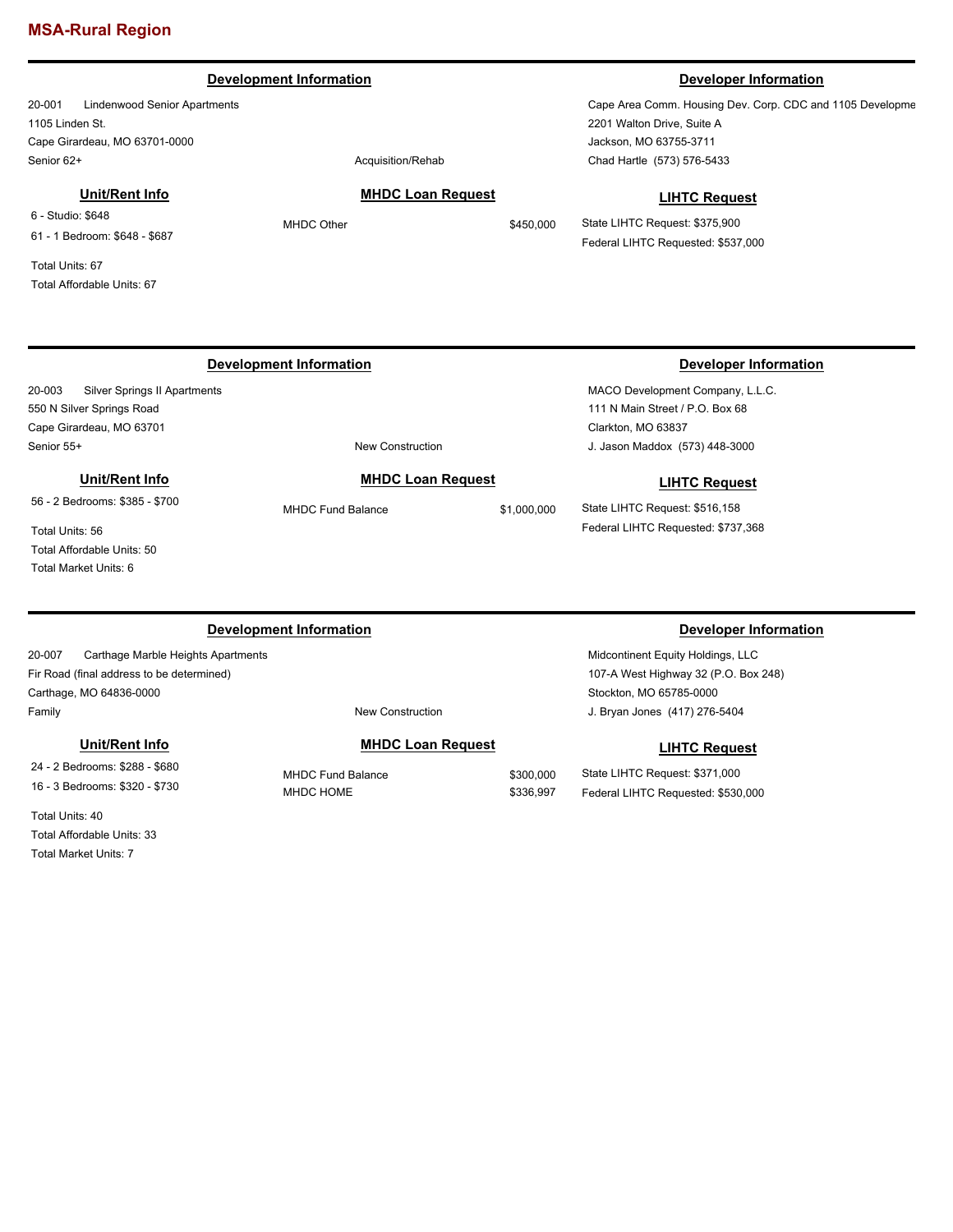# MSA-Rural Region

---

### Development Information

20-001 Lindenwood Senior Apartments
1105 Linden St.
Cape Girardeau, MO 63701-0000
Senior 62+

Acquisition/Rehab

### Developer Information

Cape Area Comm. Housing Dev. Corp. CDC and 1105 Developme
2201 Walton Drive, Suite A
Jackson, MO 63755-3711
Chad Hartle (573) 576-5433

### Unit/Rent Info

6 - Studio: $648
61 - 1 Bedroom: $648 - $687

Total Units: 67
Total Affordable Units: 67

### MHDC Loan Request

MHDC Other $450,000

### LIHTC Request

State LIHTC Request: $375,900
Federal LIHTC Requested: $537,000

---

### Development Information

20-003 Silver Springs II Apartments
550 N Silver Springs Road
Cape Girardeau, MO 63701
Senior 55+

New Construction

### Developer Information

MACO Development Company, L.L.C.
111 N Main Street / P.O. Box 68
Clarkton, MO 63837
J. Jason Maddox (573) 448-3000

### Unit/Rent Info

56 - 2 Bedrooms: $385 - $700

Total Units: 56
Total Affordable Units: 50
Total Market Units: 6

### MHDC Loan Request

MHDC Fund Balance $1,000,000

### LIHTC Request

State LIHTC Request: $516,158
Federal LIHTC Requested: $737,368

---

### Development Information

20-007 Carthage Marble Heights Apartments
Fir Road (final address to be determined)
Carthage, MO 64836-0000
Family

New Construction

### Developer Information

Midcontinent Equity Holdings, LLC
107-A West Highway 32 (P.O. Box 248)
Stockton, MO 65785-0000
J. Bryan Jones (417) 276-5404

### Unit/Rent Info

24 - 2 Bedrooms: $288 - $680
16 - 3 Bedrooms: $320 - $730

Total Units: 40
Total Affordable Units: 33
Total Market Units: 7

### MHDC Loan Request

MHDC Fund Balance $300,000
MHDC HOME $336,997

### LIHTC Request

State LIHTC Request: $371,000
Federal LIHTC Requested: $530,000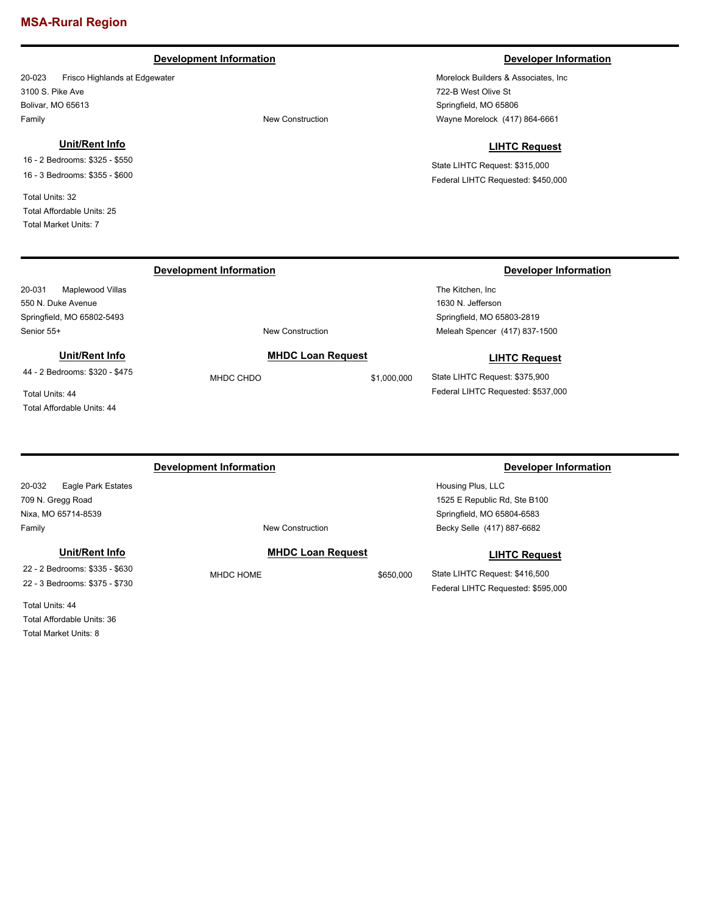# MSA-Rural Region

---

### Development Information

20-023 Frisco Highlands at Edgewater
3100 S. Pike Ave
Bolivar, MO 65613
Family

New Construction

### Developer Information

Morelock Builders & Associates, Inc
722-B West Olive St
Springfield, MO 65806
Wayne Morelock (417) 864-6661

### Unit/Rent Info

16 - 2 Bedrooms: $325 - $550
16 - 3 Bedrooms: $355 - $600

Total Units: 32
Total Affordable Units: 25
Total Market Units: 7

### LIHTC Request

State LIHTC Request: $315,000
Federal LIHTC Requested: $450,000

---

### Development Information

20-031 Maplewood Villas
550 N. Duke Avenue
Springfield, MO 65802-5493
Senior 55+

New Construction

### Developer Information

The Kitchen, Inc
1630 N. Jefferson
Springfield, MO 65803-2819
Meleah Spencer (417) 837-1500

### Unit/Rent Info

44 - 2 Bedrooms: $320 - $475

Total Units: 44
Total Affordable Units: 44

### MHDC Loan Request

MHDC CHDO $1,000,000

### LIHTC Request

State LIHTC Request: $375,900
Federal LIHTC Requested: $537,000

---

### Development Information

20-032 Eagle Park Estates
709 N. Gregg Road
Nixa, MO 65714-8539
Family

New Construction

### Developer Information

Housing Plus, LLC
1525 E Republic Rd, Ste B100
Springfield, MO 65804-6583
Becky Selle (417) 887-6682

### Unit/Rent Info

22 - 2 Bedrooms: $335 - $630
22 - 3 Bedrooms: $375 - $730

Total Units: 44
Total Affordable Units: 36
Total Market Units: 8

### MHDC Loan Request

MHDC HOME $650,000

### LIHTC Request

State LIHTC Request: $416,500
Federal LIHTC Requested: $595,000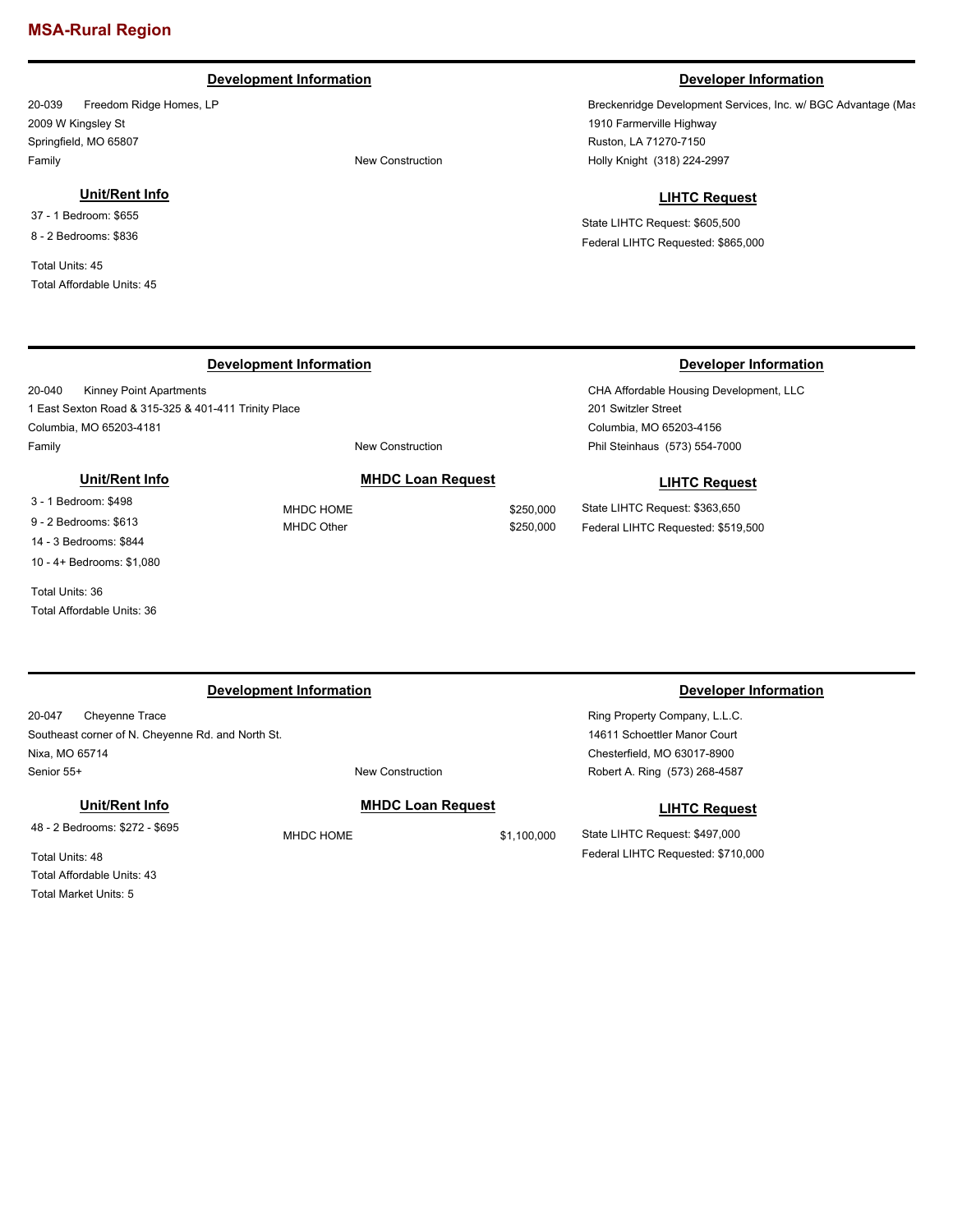# MSA-Rural Region

---

### Development Information

20-039 Freedom Ridge Homes, LP
2009 W Kingsley St
Springfield, MO 65807
Family — New Construction

### Developer Information

Breckenridge Development Services, Inc. w/ BGC Advantage (Mas
1910 Farmerville Highway
Ruston, LA 71270-7150
Holly Knight (318) 224-2997

### Unit/Rent Info

37 - 1 Bedroom: $655
8 - 2 Bedrooms: $836

Total Units: 45
Total Affordable Units: 45

### LIHTC Request

State LIHTC Request: $605,500
Federal LIHTC Requested: $865,000

---

### Development Information

20-040 Kinney Point Apartments
1 East Sexton Road & 315-325 & 401-411 Trinity Place
Columbia, MO 65203-4181
Family — New Construction

### Developer Information

CHA Affordable Housing Development, LLC
201 Switzler Street
Columbia, MO 65203-4156
Phil Steinhaus (573) 554-7000

### Unit/Rent Info

3 - 1 Bedroom: $498
9 - 2 Bedrooms: $613
14 - 3 Bedrooms: $844
10 - 4+ Bedrooms: $1,080

Total Units: 36
Total Affordable Units: 36

### MHDC Loan Request

| | |
|---|---|
| MHDC HOME | $250,000 |
| MHDC Other | $250,000 |

### LIHTC Request

State LIHTC Request: $363,650
Federal LIHTC Requested: $519,500

---

### Development Information

20-047 Cheyenne Trace
Southeast corner of N. Cheyenne Rd. and North St.
Nixa, MO 65714
Senior 55+ — New Construction

### Developer Information

Ring Property Company, L.L.C.
14611 Schoettler Manor Court
Chesterfield, MO 63017-8900
Robert A. Ring (573) 268-4587

### Unit/Rent Info

48 - 2 Bedrooms: $272 - $695

Total Units: 48
Total Affordable Units: 43
Total Market Units: 5

### MHDC Loan Request

| | |
|---|---|
| MHDC HOME | $1,100,000 |

### LIHTC Request

State LIHTC Request: $497,000
Federal LIHTC Requested: $710,000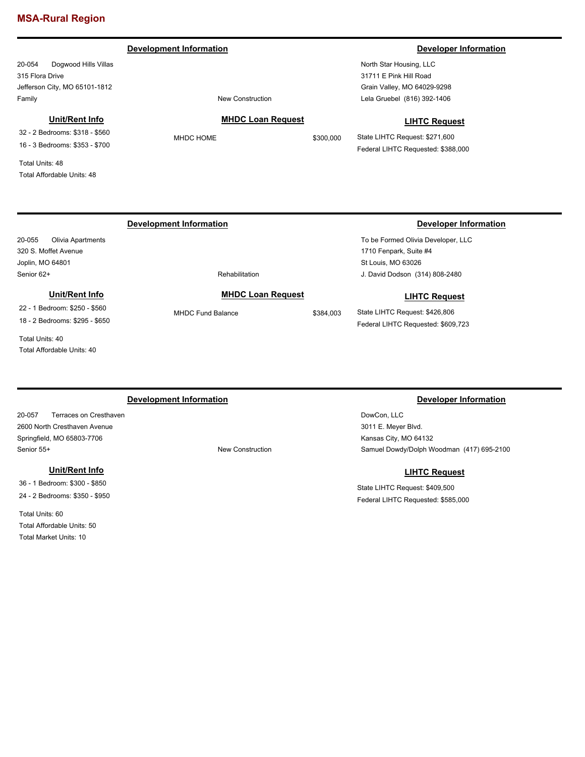## MSA-Rural Region

---

**Development Information**

20-054 Dogwood Hills Villas
315 Flora Drive
Jefferson City, MO 65101-1812
Family

New Construction

**Developer Information**

North Star Housing, LLC
31711 E Pink Hill Road
Grain Valley, MO 64029-9298
Lela Gruebel (816) 392-1406

**Unit/Rent Info**

32 - 2 Bedrooms: $318 - $560
16 - 3 Bedrooms: $353 - $700

Total Units: 48
Total Affordable Units: 48

**MHDC Loan Request**

| | |
|---|---|
| MHDC HOME | $300,000 |

**LIHTC Request**

State LIHTC Request: $271,600
Federal LIHTC Requested: $388,000

---

**Development Information**

20-055 Olivia Apartments
320 S. Moffet Avenue
Joplin, MO 64801
Senior 62+

Rehabilitation

**Developer Information**

To be Formed Olivia Developer, LLC
1710 Fenpark, Suite #4
St Louis, MO 63026
J. David Dodson (314) 808-2480

**Unit/Rent Info**

22 - 1 Bedroom: $250 - $560
18 - 2 Bedrooms: $295 - $650

Total Units: 40
Total Affordable Units: 40

**MHDC Loan Request**

| | |
|---|---|
| MHDC Fund Balance | $384,003 |

**LIHTC Request**

State LIHTC Request: $426,806
Federal LIHTC Requested: $609,723

---

**Development Information**

20-057 Terraces on Cresthaven
2600 North Cresthaven Avenue
Springfield, MO 65803-7706
Senior 55+

New Construction

**Developer Information**

DowCon, LLC
3011 E. Meyer Blvd.
Kansas City, MO 64132
Samuel Dowdy/Dolph Woodman (417) 695-2100

**Unit/Rent Info**

36 - 1 Bedroom: $300 - $850
24 - 2 Bedrooms: $350 - $950

Total Units: 60
Total Affordable Units: 50
Total Market Units: 10

**LIHTC Request**

State LIHTC Request: $409,500
Federal LIHTC Requested: $585,000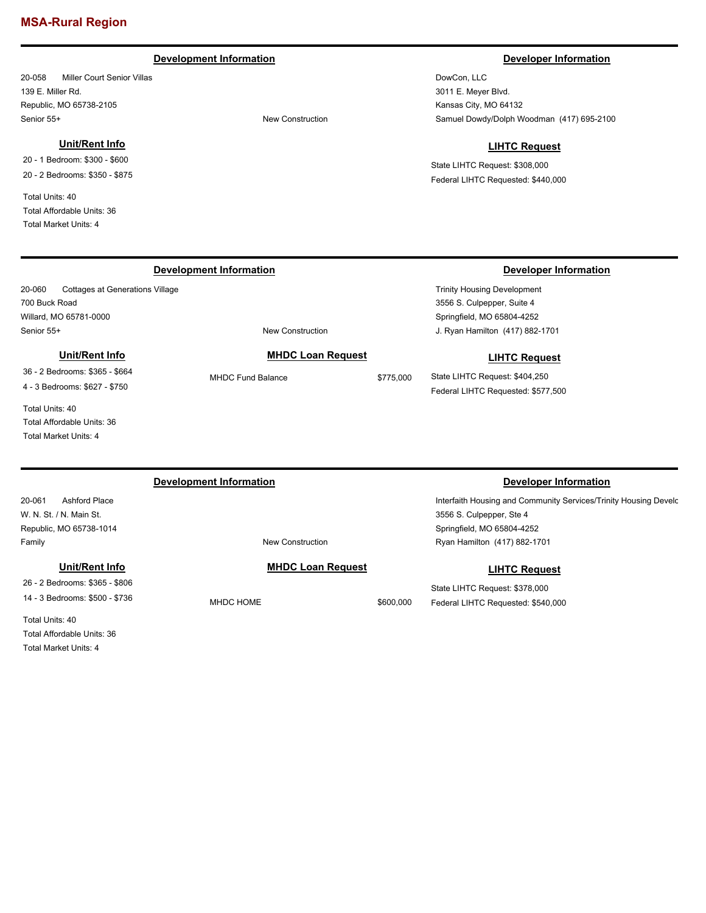## MSA-Rural Region

---

### Development Information

20-058 Miller Court Senior Villas
139 E. Miller Rd.
Republic, MO 65738-2105
Senior 55+

New Construction

### Developer Information

DowCon, LLC
3011 E. Meyer Blvd.
Kansas City, MO 64132
Samuel Dowdy/Dolph Woodman (417) 695-2100

### Unit/Rent Info

20 - 1 Bedroom: $300 - $600
20 - 2 Bedrooms: $350 - $875

Total Units: 40
Total Affordable Units: 36
Total Market Units: 4

### LIHTC Request

State LIHTC Request: $308,000
Federal LIHTC Requested: $440,000

---

### Development Information

20-060 Cottages at Generations Village
700 Buck Road
Willard, MO 65781-0000
Senior 55+

New Construction

### Developer Information

Trinity Housing Development
3556 S. Culpepper, Suite 4
Springfield, MO 65804-4252
J. Ryan Hamilton (417) 882-1701

### Unit/Rent Info

36 - 2 Bedrooms: $365 - $664
4 - 3 Bedrooms: $627 - $750

Total Units: 40
Total Affordable Units: 36
Total Market Units: 4

### MHDC Loan Request

| MHDC Fund Balance | $775,000 |
|---|---|

### LIHTC Request

State LIHTC Request: $404,250
Federal LIHTC Requested: $577,500

---

### Development Information

20-061 Ashford Place
W. N. St. / N. Main St.
Republic, MO 65738-1014
Family

New Construction

### Developer Information

Interfaith Housing and Community Services/Trinity Housing Develc
3556 S. Culpepper, Ste 4
Springfield, MO 65804-4252
Ryan Hamilton (417) 882-1701

### Unit/Rent Info

26 - 2 Bedrooms: $365 - $806
14 - 3 Bedrooms: $500 - $736

Total Units: 40
Total Affordable Units: 36
Total Market Units: 4

### MHDC Loan Request

| MHDC HOME | $600,000 |
|---|---|

### LIHTC Request

State LIHTC Request: $378,000
Federal LIHTC Requested: $540,000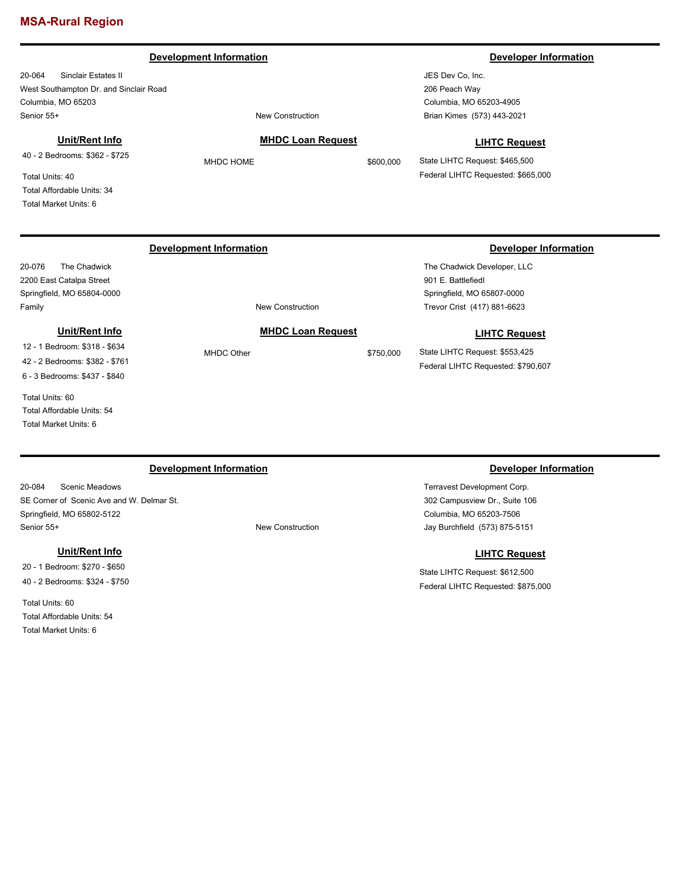## MSA-Rural Region

---

**Development Information**

20-064 Sinclair Estates II
West Southampton Dr. and Sinclair Road
Columbia, MO 65203
Senior 55+

New Construction

**Developer Information**

JES Dev Co, Inc.
206 Peach Way
Columbia, MO 65203-4905
Brian Kimes (573) 443-2021

**Unit/Rent Info**

40 - 2 Bedrooms: $362 - $725

Total Units: 40
Total Affordable Units: 34
Total Market Units: 6

**MHDC Loan Request**

MHDC HOME $600,000

**LIHTC Request**

State LIHTC Request: $465,500
Federal LIHTC Requested: $665,000

---

**Development Information**

20-076 The Chadwick
2200 East Catalpa Street
Springfield, MO 65804-0000
Family

New Construction

**Developer Information**

The Chadwick Developer, LLC
901 E. Battlefiedl
Springfield, MO 65807-0000
Trevor Crist (417) 881-6623

**Unit/Rent Info**

12 - 1 Bedroom: $318 - $634
42 - 2 Bedrooms: $382 - $761
6 - 3 Bedrooms: $437 - $840

Total Units: 60
Total Affordable Units: 54
Total Market Units: 6

**MHDC Loan Request**

MHDC Other $750,000

**LIHTC Request**

State LIHTC Request: $553,425
Federal LIHTC Requested: $790,607

---

**Development Information**

20-084 Scenic Meadows
SE Corner of Scenic Ave and W. Delmar St.
Springfield, MO 65802-5122
Senior 55+

New Construction

**Developer Information**

Terravest Development Corp.
302 Campusview Dr., Suite 106
Columbia, MO 65203-7506
Jay Burchfield (573) 875-5151

**Unit/Rent Info**

20 - 1 Bedroom: $270 - $650
40 - 2 Bedrooms: $324 - $750

Total Units: 60
Total Affordable Units: 54
Total Market Units: 6

**LIHTC Request**

State LIHTC Request: $612,500
Federal LIHTC Requested: $875,000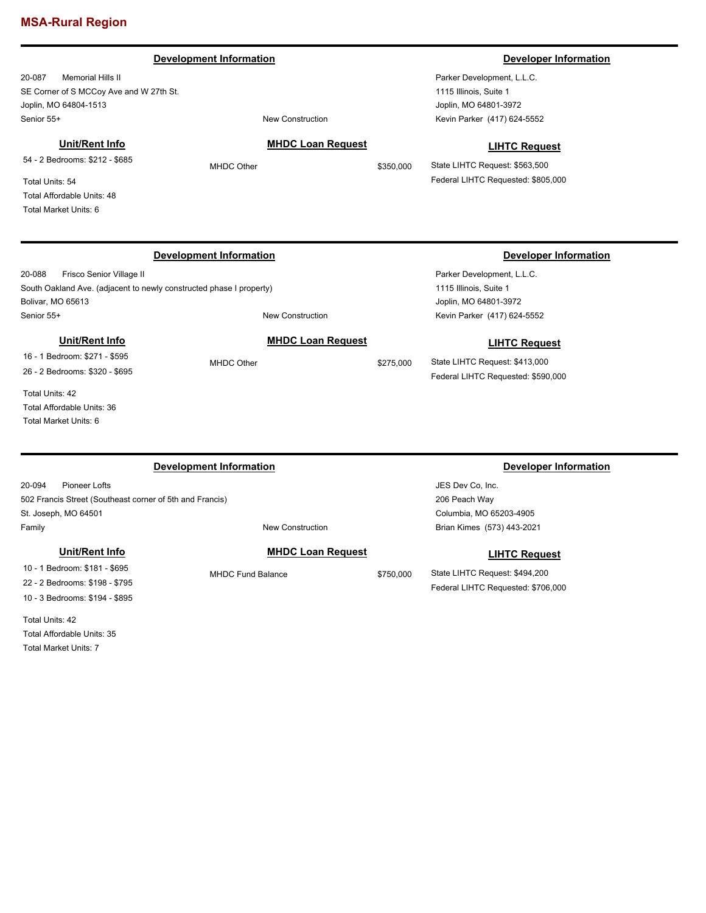## MSA-Rural Region

---

### Development Information

20-087 Memorial Hills II
SE Corner of S MCCoy Ave and W 27th St.
Joplin, MO 64804-1513
Senior 55+
New Construction

### Developer Information

Parker Development, L.L.C.
1115 Illinois, Suite 1
Joplin, MO 64801-3972
Kevin Parker (417) 624-5552

**Unit/Rent Info**

54 - 2 Bedrooms: $212 - $685

Total Units: 54
Total Affordable Units: 48
Total Market Units: 6

**MHDC Loan Request**

MHDC Other $350,000

**LIHTC Request**

State LIHTC Request: $563,500
Federal LIHTC Requested: $805,000

---

### Development Information

20-088 Frisco Senior Village II
South Oakland Ave. (adjacent to newly constructed phase I property)
Bolivar, MO 65613
Senior 55+
New Construction

### Developer Information

Parker Development, L.L.C.
1115 Illinois, Suite 1
Joplin, MO 64801-3972
Kevin Parker (417) 624-5552

**Unit/Rent Info**

16 - 1 Bedroom: $271 - $595
26 - 2 Bedrooms: $320 - $695

Total Units: 42
Total Affordable Units: 36
Total Market Units: 6

**MHDC Loan Request**

MHDC Other $275,000

**LIHTC Request**

State LIHTC Request: $413,000
Federal LIHTC Requested: $590,000

---

### Development Information

20-094 Pioneer Lofts
502 Francis Street (Southeast corner of 5th and Francis)
St. Joseph, MO 64501
Family
New Construction

### Developer Information

JES Dev Co, Inc.
206 Peach Way
Columbia, MO 65203-4905
Brian Kimes (573) 443-2021

**Unit/Rent Info**

10 - 1 Bedroom: $181 - $695
22 - 2 Bedrooms: $198 - $795
10 - 3 Bedrooms: $194 - $895

Total Units: 42
Total Affordable Units: 35
Total Market Units: 7

**MHDC Loan Request**

MHDC Fund Balance $750,000

**LIHTC Request**

State LIHTC Request: $494,200
Federal LIHTC Requested: $706,000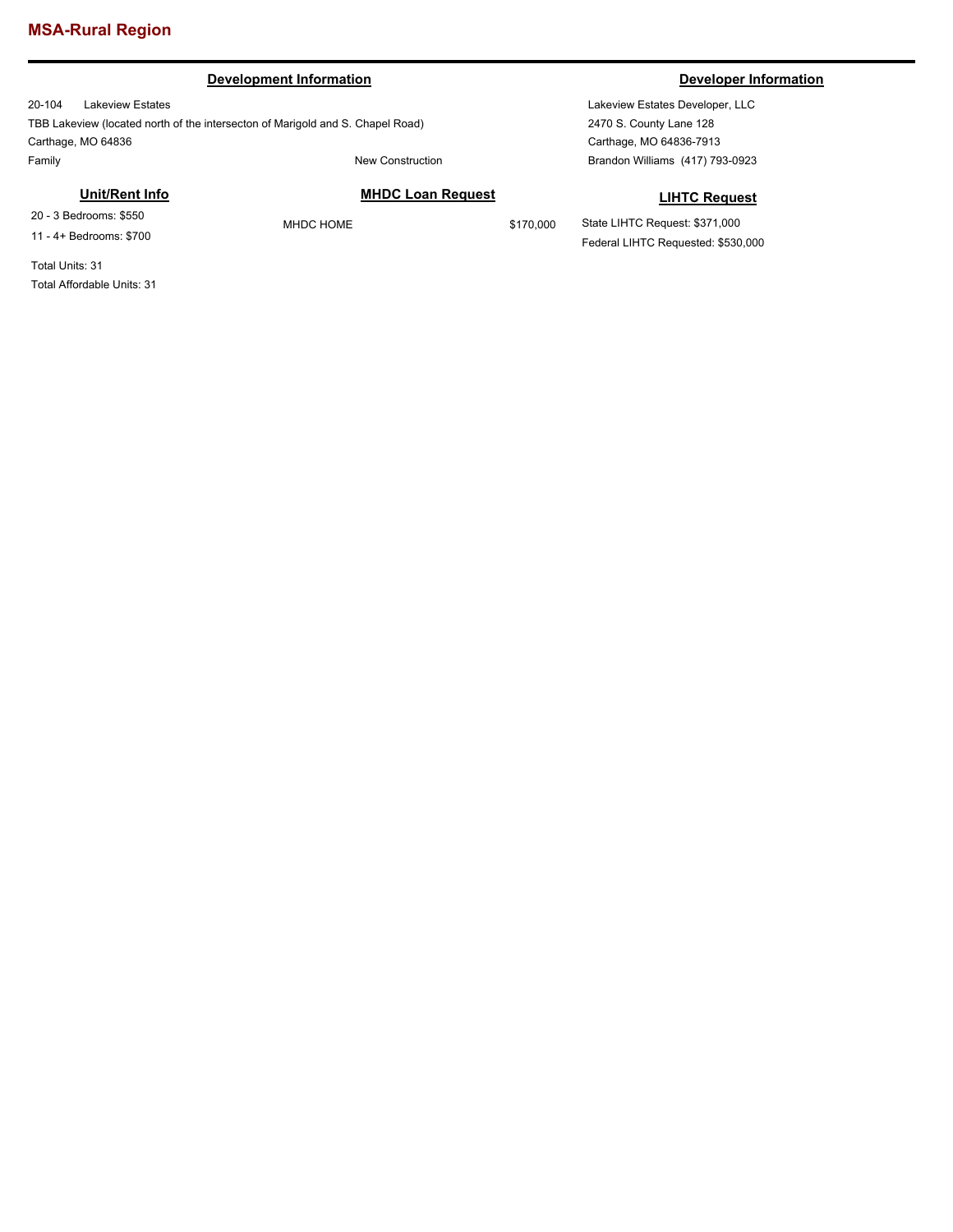# MSA-Rural Region

## Development Information

20-104 Lakeview Estates
TBB Lakeview (located north of the intersecton of Marigold and S. Chapel Road)
Carthage, MO 64836
Family — New Construction

## Developer Information

Lakeview Estates Developer, LLC
2470 S. County Lane 128
Carthage, MO 64836-7913
Brandon Williams (417) 793-0923

## Unit/Rent Info

20 - 3 Bedrooms: $550
11 - 4+ Bedrooms: $700

Total Units: 31
Total Affordable Units: 31

## MHDC Loan Request

MHDC HOME $170,000

## LIHTC Request

State LIHTC Request: $371,000
Federal LIHTC Requested: $530,000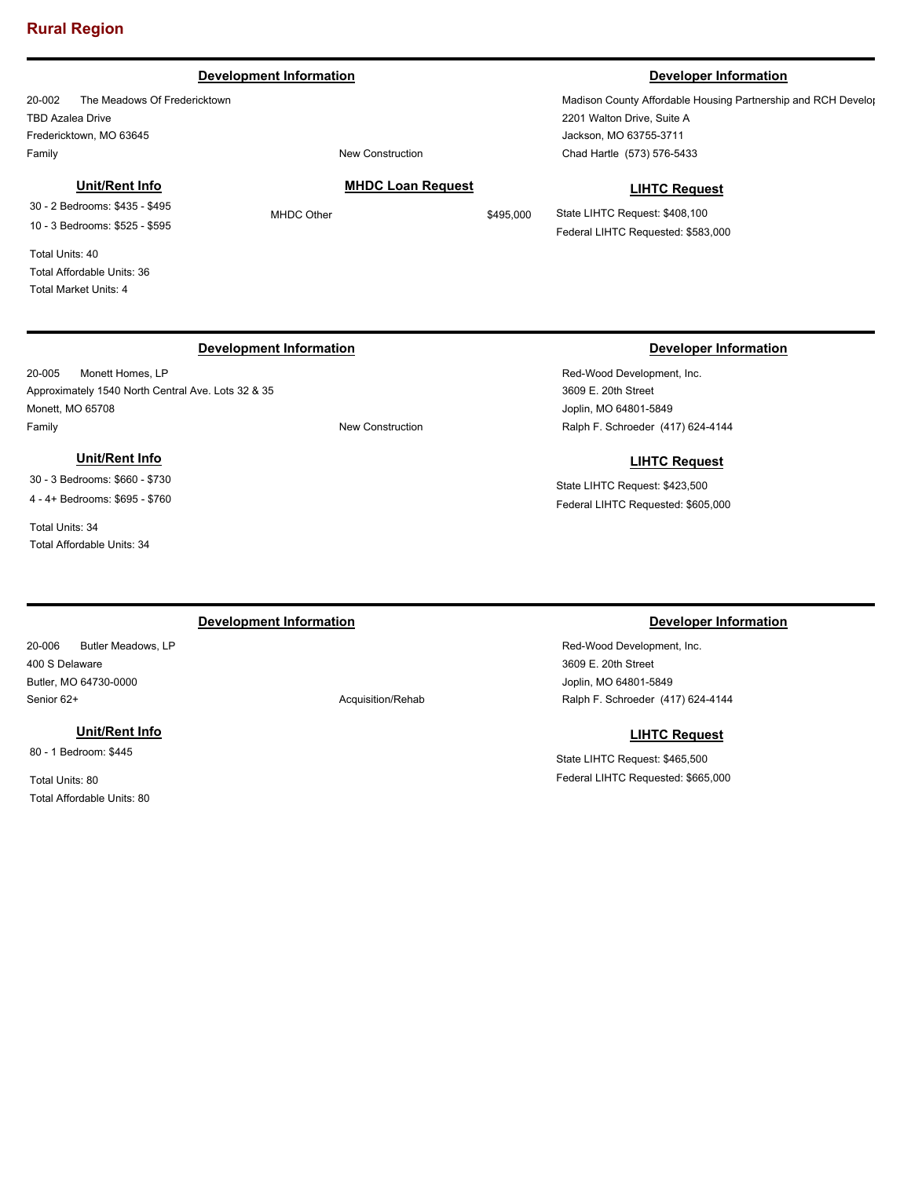## Rural Region

---

**Development Information**

20-002 The Meadows Of Fredericktown
TBD Azalea Drive
Fredericktown, MO 63645
Family
New Construction

**Developer Information**

Madison County Affordable Housing Partnership and RCH Develop
2201 Walton Drive, Suite A
Jackson, MO 63755-3711
Chad Hartle (573) 576-5433

**Unit/Rent Info**

30 - 2 Bedrooms: $435 - $495
10 - 3 Bedrooms: $525 - $595

Total Units: 40
Total Affordable Units: 36
Total Market Units: 4

**MHDC Loan Request**

MHDC Other $495,000

**LIHTC Request**

State LIHTC Request: $408,100
Federal LIHTC Requested: $583,000

---

**Development Information**

20-005 Monett Homes, LP
Approximately 1540 North Central Ave. Lots 32 & 35
Monett, MO 65708
Family
New Construction

**Developer Information**

Red-Wood Development, Inc.
3609 E. 20th Street
Joplin, MO 64801-5849
Ralph F. Schroeder (417) 624-4144

**Unit/Rent Info**

30 - 3 Bedrooms: $660 - $730
4 - 4+ Bedrooms: $695 - $760

Total Units: 34
Total Affordable Units: 34

**LIHTC Request**

State LIHTC Request: $423,500
Federal LIHTC Requested: $605,000

---

**Development Information**

20-006 Butler Meadows, LP
400 S Delaware
Butler, MO 64730-0000
Senior 62+
Acquisition/Rehab

**Developer Information**

Red-Wood Development, Inc.
3609 E. 20th Street
Joplin, MO 64801-5849
Ralph F. Schroeder (417) 624-4144

**Unit/Rent Info**

80 - 1 Bedroom: $445

Total Units: 80
Total Affordable Units: 80

**LIHTC Request**

State LIHTC Request: $465,500
Federal LIHTC Requested: $665,000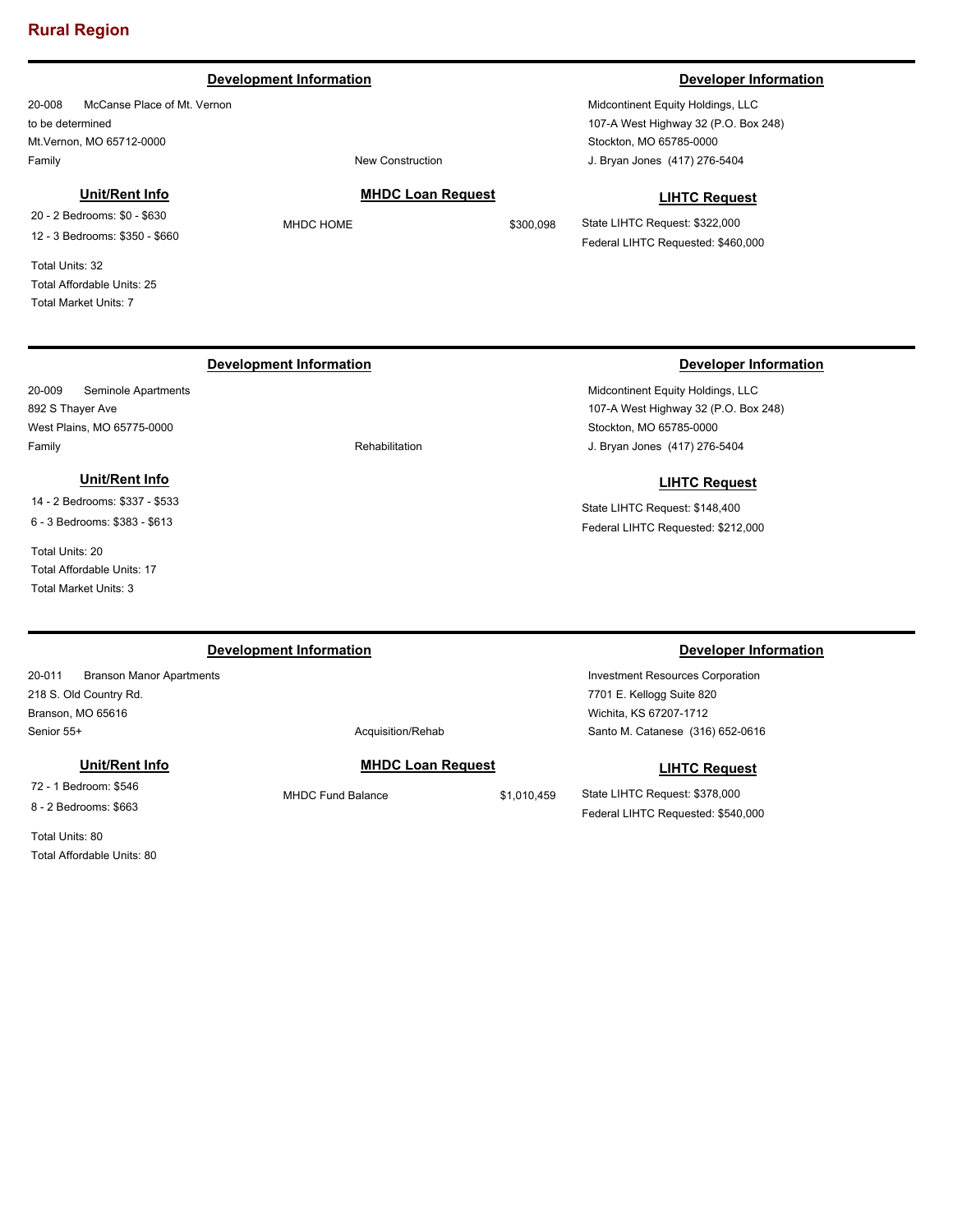## Rural Region

---

### Development Information

20-008 McCanse Place of Mt. Vernon
to be determined
Mt.Vernon, MO 65712-0000
Family

New Construction

### Developer Information

Midcontinent Equity Holdings, LLC
107-A West Highway 32 (P.O. Box 248)
Stockton, MO 65785-0000
J. Bryan Jones (417) 276-5404

#### Unit/Rent Info

20 - 2 Bedrooms: $0 - $630
12 - 3 Bedrooms: $350 - $660

Total Units: 32
Total Affordable Units: 25
Total Market Units: 7

#### MHDC Loan Request

MHDC HOME $300,098

#### LIHTC Request

State LIHTC Request: $322,000
Federal LIHTC Requested: $460,000

---

### Development Information

20-009 Seminole Apartments
892 S Thayer Ave
West Plains, MO 65775-0000
Family

Rehabilitation

### Developer Information

Midcontinent Equity Holdings, LLC
107-A West Highway 32 (P.O. Box 248)
Stockton, MO 65785-0000
J. Bryan Jones (417) 276-5404

#### Unit/Rent Info

14 - 2 Bedrooms: $337 - $533
6 - 3 Bedrooms: $383 - $613

Total Units: 20
Total Affordable Units: 17
Total Market Units: 3

#### LIHTC Request

State LIHTC Request: $148,400
Federal LIHTC Requested: $212,000

---

### Development Information

20-011 Branson Manor Apartments
218 S. Old Country Rd.
Branson, MO 65616
Senior 55+

Acquisition/Rehab

### Developer Information

Investment Resources Corporation
7701 E. Kellogg Suite 820
Wichita, KS 67207-1712
Santo M. Catanese (316) 652-0616

#### Unit/Rent Info

72 - 1 Bedroom: $546
8 - 2 Bedrooms: $663

Total Units: 80
Total Affordable Units: 80

#### MHDC Loan Request

MHDC Fund Balance $1,010,459

#### LIHTC Request

State LIHTC Request: $378,000
Federal LIHTC Requested: $540,000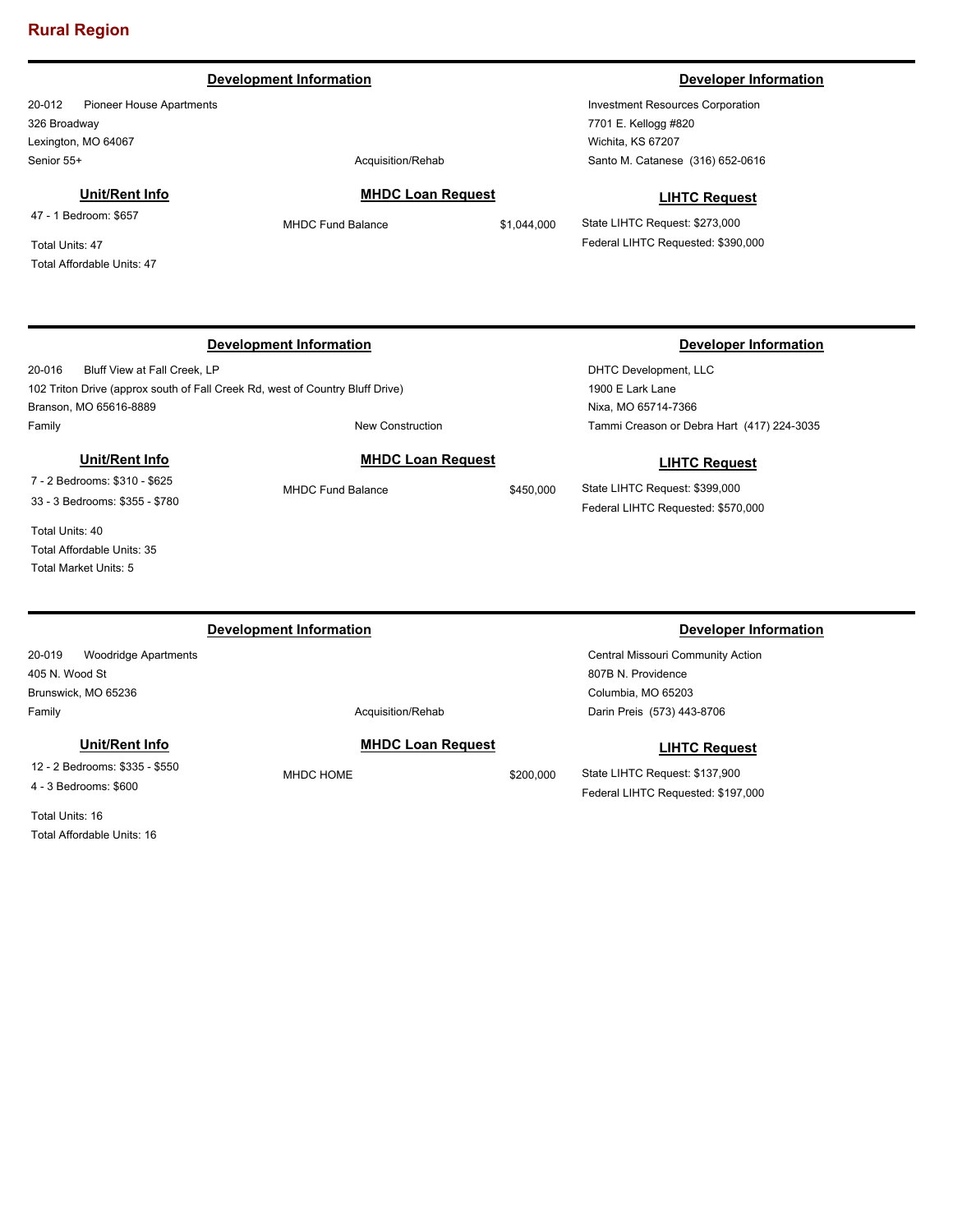## Rural Region

---

### Development Information

20-012 Pioneer House Apartments
326 Broadway
Lexington, MO 64067
Senior 55+

Acquisition/Rehab

### Developer Information

Investment Resources Corporation
7701 E. Kellogg #820
Wichita, KS 67207
Santo M. Catanese (316) 652-0616

**Unit/Rent Info**

47 - 1 Bedroom: $657

Total Units: 47
Total Affordable Units: 47

**MHDC Loan Request**

| | |
|---|---|
| MHDC Fund Balance | $1,044,000 |

**LIHTC Request**

State LIHTC Request: $273,000
Federal LIHTC Requested: $390,000

---

### Development Information

20-016 Bluff View at Fall Creek, LP
102 Triton Drive (approx south of Fall Creek Rd, west of Country Bluff Drive)
Branson, MO 65616-8889
Family

New Construction

### Developer Information

DHTC Development, LLC
1900 E Lark Lane
Nixa, MO 65714-7366
Tammi Creason or Debra Hart (417) 224-3035

**Unit/Rent Info**

7 - 2 Bedrooms: $310 - $625
33 - 3 Bedrooms: $355 - $780

Total Units: 40
Total Affordable Units: 35
Total Market Units: 5

**MHDC Loan Request**

| | |
|---|---|
| MHDC Fund Balance | $450,000 |

**LIHTC Request**

State LIHTC Request: $399,000
Federal LIHTC Requested: $570,000

---

### Development Information

20-019 Woodridge Apartments
405 N. Wood St
Brunswick, MO 65236
Family

Acquisition/Rehab

### Developer Information

Central Missouri Community Action
807B N. Providence
Columbia, MO 65203
Darin Preis (573) 443-8706

**Unit/Rent Info**

12 - 2 Bedrooms: $335 - $550
4 - 3 Bedrooms: $600

Total Units: 16
Total Affordable Units: 16

**MHDC Loan Request**

| | |
|---|---|
| MHDC HOME | $200,000 |

**LIHTC Request**

State LIHTC Request: $137,900
Federal LIHTC Requested: $197,000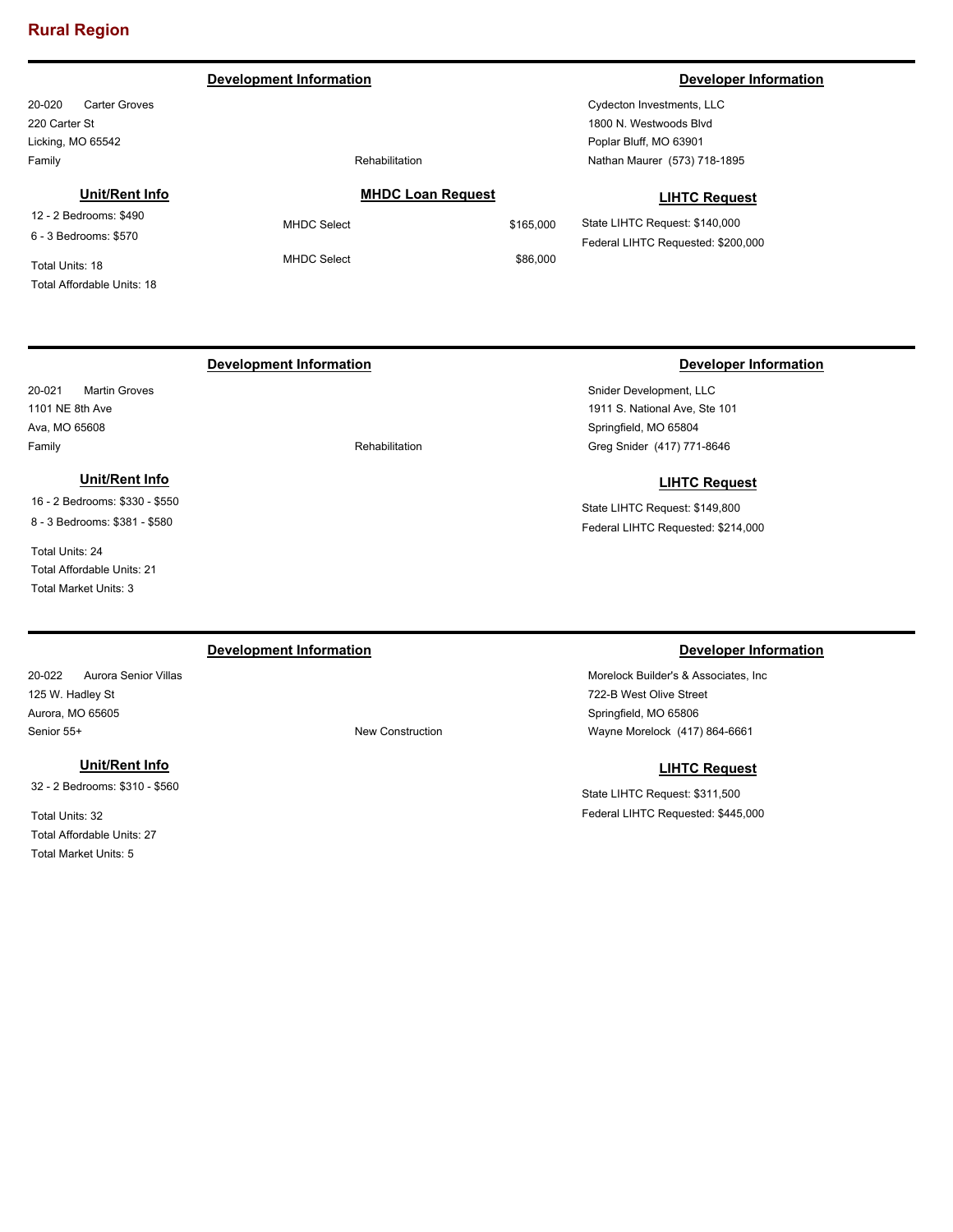## Rural Region

---

### Development Information

20-020 Carter Groves
220 Carter St
Licking, MO 65542
Family

Rehabilitation

### Developer Information

Cydecton Investments, LLC
1800 N. Westwoods Blvd
Poplar Bluff, MO 63901
Nathan Maurer (573) 718-1895

### Unit/Rent Info

12 - 2 Bedrooms: $490
6 - 3 Bedrooms: $570

Total Units: 18
Total Affordable Units: 18

### MHDC Loan Request

| | |
|---|---|
| MHDC Select | $165,000 |
| MHDC Select | $86,000 |

### LIHTC Request

State LIHTC Request: $140,000
Federal LIHTC Requested: $200,000

---

### Development Information

20-021 Martin Groves
1101 NE 8th Ave
Ava, MO 65608
Family

Rehabilitation

### Developer Information

Snider Development, LLC
1911 S. National Ave, Ste 101
Springfield, MO 65804
Greg Snider (417) 771-8646

### Unit/Rent Info

16 - 2 Bedrooms: $330 - $550
8 - 3 Bedrooms: $381 - $580

Total Units: 24
Total Affordable Units: 21
Total Market Units: 3

### LIHTC Request

State LIHTC Request: $149,800
Federal LIHTC Requested: $214,000

---

### Development Information

20-022 Aurora Senior Villas
125 W. Hadley St
Aurora, MO 65605
Senior 55+

New Construction

### Developer Information

Morelock Builder's & Associates, Inc
722-B West Olive Street
Springfield, MO 65806
Wayne Morelock (417) 864-6661

### Unit/Rent Info

32 - 2 Bedrooms: $310 - $560

Total Units: 32
Total Affordable Units: 27
Total Market Units: 5

### LIHTC Request

State LIHTC Request: $311,500
Federal LIHTC Requested: $445,000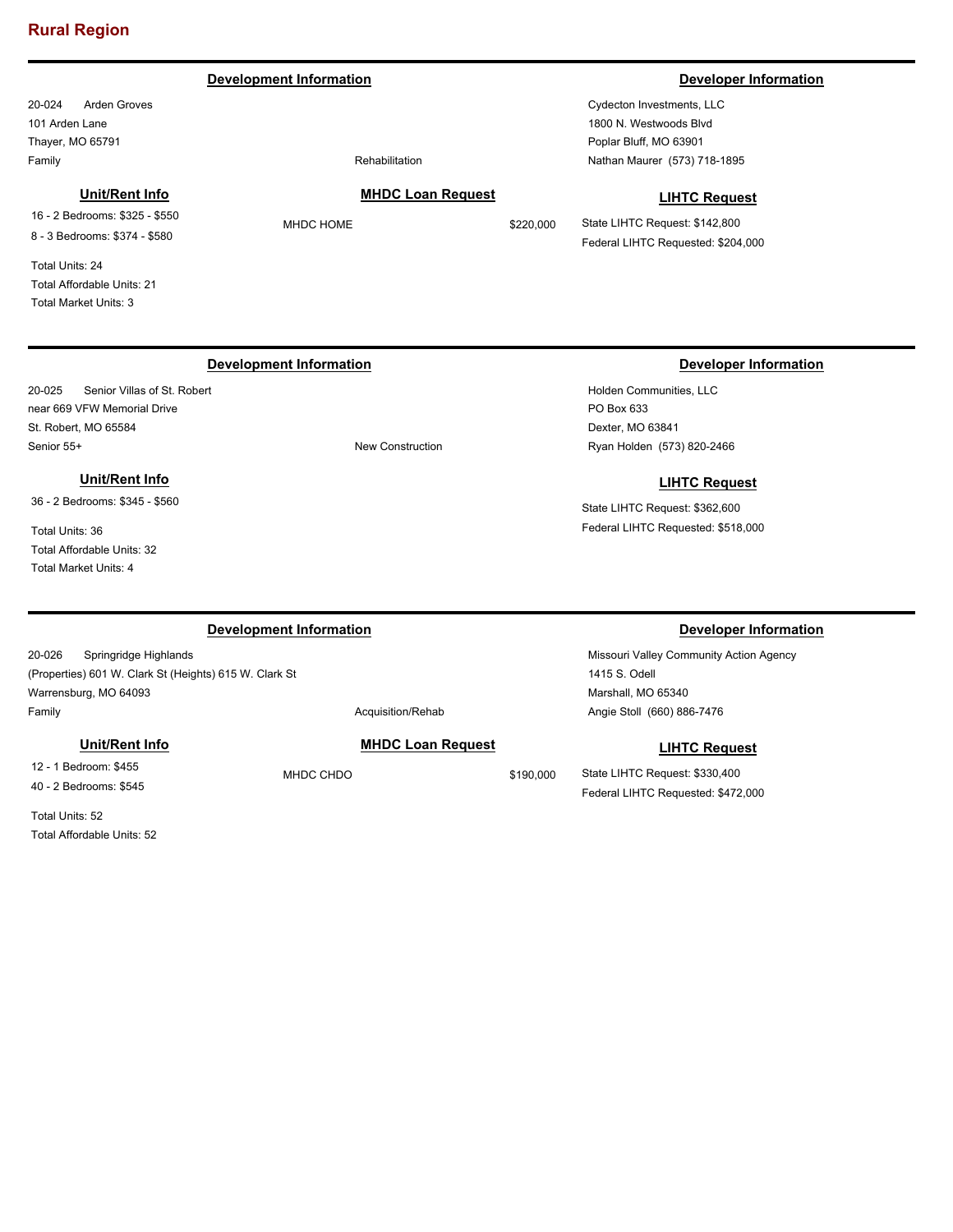## Rural Region

---

### Development Information

20-024 Arden Groves
101 Arden Lane
Thayer, MO 65791
Family

Rehabilitation

### Developer Information

Cydecton Investments, LLC
1800 N. Westwoods Blvd
Poplar Bluff, MO 63901
Nathan Maurer (573) 718-1895

**Unit/Rent Info**

16 - 2 Bedrooms: $325 - $550
8 - 3 Bedrooms: $374 - $580

Total Units: 24
Total Affordable Units: 21
Total Market Units: 3

**MHDC Loan Request**

MHDC HOME $220,000

**LIHTC Request**

State LIHTC Request: $142,800
Federal LIHTC Requested: $204,000

---

### Development Information

20-025 Senior Villas of St. Robert
near 669 VFW Memorial Drive
St. Robert, MO 65584
Senior 55+

New Construction

### Developer Information

Holden Communities, LLC
PO Box 633
Dexter, MO 63841
Ryan Holden (573) 820-2466

**Unit/Rent Info**

36 - 2 Bedrooms: $345 - $560

Total Units: 36
Total Affordable Units: 32
Total Market Units: 4

**LIHTC Request**

State LIHTC Request: $362,600
Federal LIHTC Requested: $518,000

---

### Development Information

20-026 Springridge Highlands
(Properties) 601 W. Clark St (Heights) 615 W. Clark St
Warrensburg, MO 64093
Family

Acquisition/Rehab

### Developer Information

Missouri Valley Community Action Agency
1415 S. Odell
Marshall, MO 65340
Angie Stoll (660) 886-7476

**Unit/Rent Info**

12 - 1 Bedroom: $455
40 - 2 Bedrooms: $545

Total Units: 52
Total Affordable Units: 52

**MHDC Loan Request**

MHDC CHDO $190,000

**LIHTC Request**

State LIHTC Request: $330,400
Federal LIHTC Requested: $472,000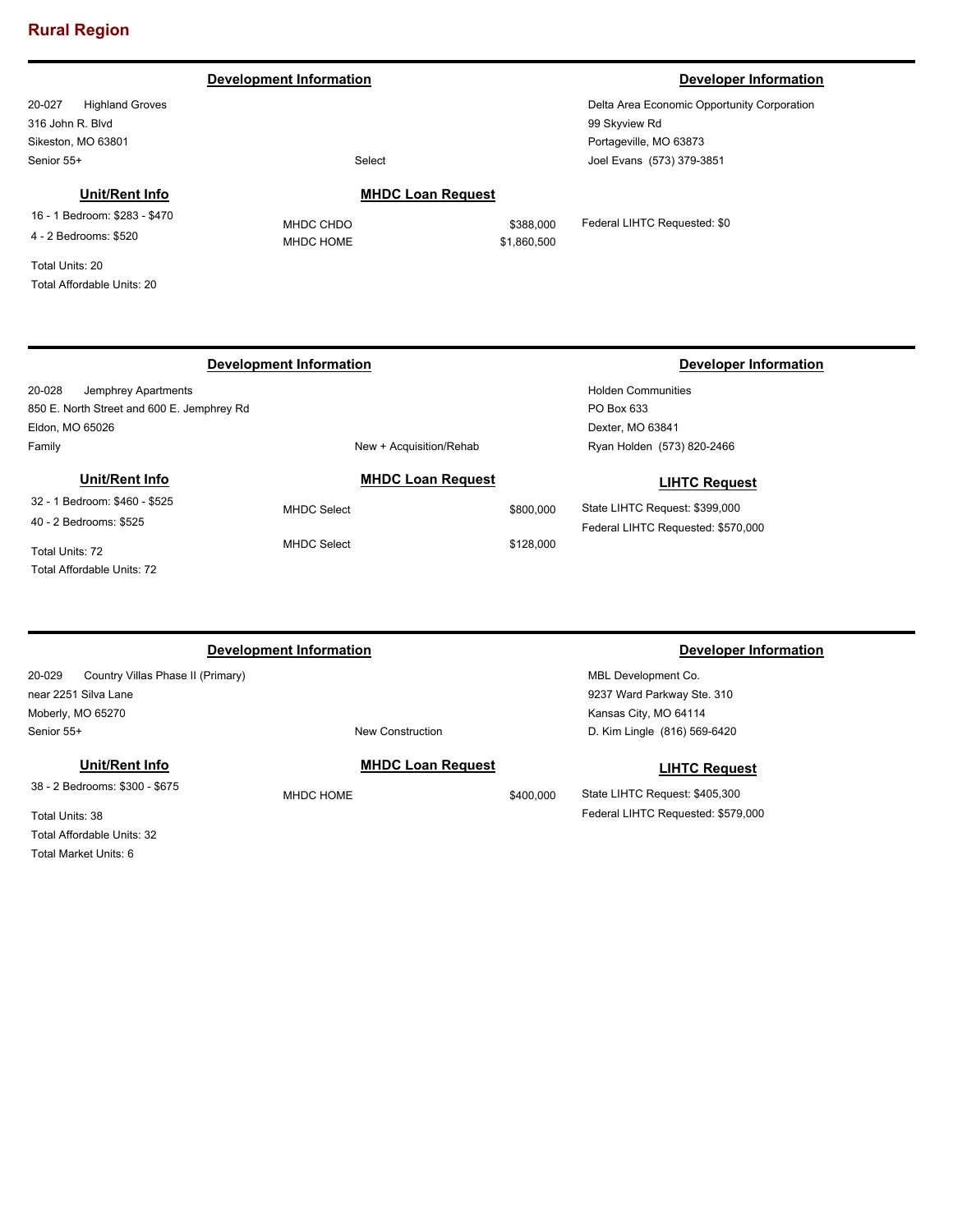## Rural Region

---

### Development Information

20-027 Highland Groves
316 John R. Blvd
Sikeston, MO 63801
Senior 55+

Select

### Developer Information

Delta Area Economic Opportunity Corporation
99 Skyview Rd
Portageville, MO 63873
Joel Evans (573) 379-3851

#### Unit/Rent Info

16 - 1 Bedroom: $283 - $470
4 - 2 Bedrooms: $520

Total Units: 20
Total Affordable Units: 20

#### MHDC Loan Request

| Loan | Amount |
| --- | --- |
| MHDC CHDO | $388,000 |
| MHDC HOME | $1,860,500 |

Federal LIHTC Requested: $0

---

### Development Information

20-028 Jemphrey Apartments
850 E. North Street and 600 E. Jemphrey Rd
Eldon, MO 65026
Family

New + Acquisition/Rehab

### Developer Information

Holden Communities
PO Box 633
Dexter, MO 63841
Ryan Holden (573) 820-2466

#### Unit/Rent Info

32 - 1 Bedroom: $460 - $525
40 - 2 Bedrooms: $525

Total Units: 72
Total Affordable Units: 72

#### MHDC Loan Request

| Loan | Amount |
| --- | --- |
| MHDC Select | $800,000 |
| MHDC Select | $128,000 |

#### LIHTC Request

State LIHTC Request: $399,000
Federal LIHTC Requested: $570,000

---

### Development Information

20-029 Country Villas Phase II (Primary)
near 2251 Silva Lane
Moberly, MO 65270
Senior 55+

New Construction

### Developer Information

MBL Development Co.
9237 Ward Parkway Ste. 310
Kansas City, MO 64114
D. Kim Lingle (816) 569-6420

#### Unit/Rent Info

38 - 2 Bedrooms: $300 - $675

Total Units: 38
Total Affordable Units: 32
Total Market Units: 6

#### MHDC Loan Request

| Loan | Amount |
| --- | --- |
| MHDC HOME | $400,000 |

#### LIHTC Request

State LIHTC Request: $405,300
Federal LIHTC Requested: $579,000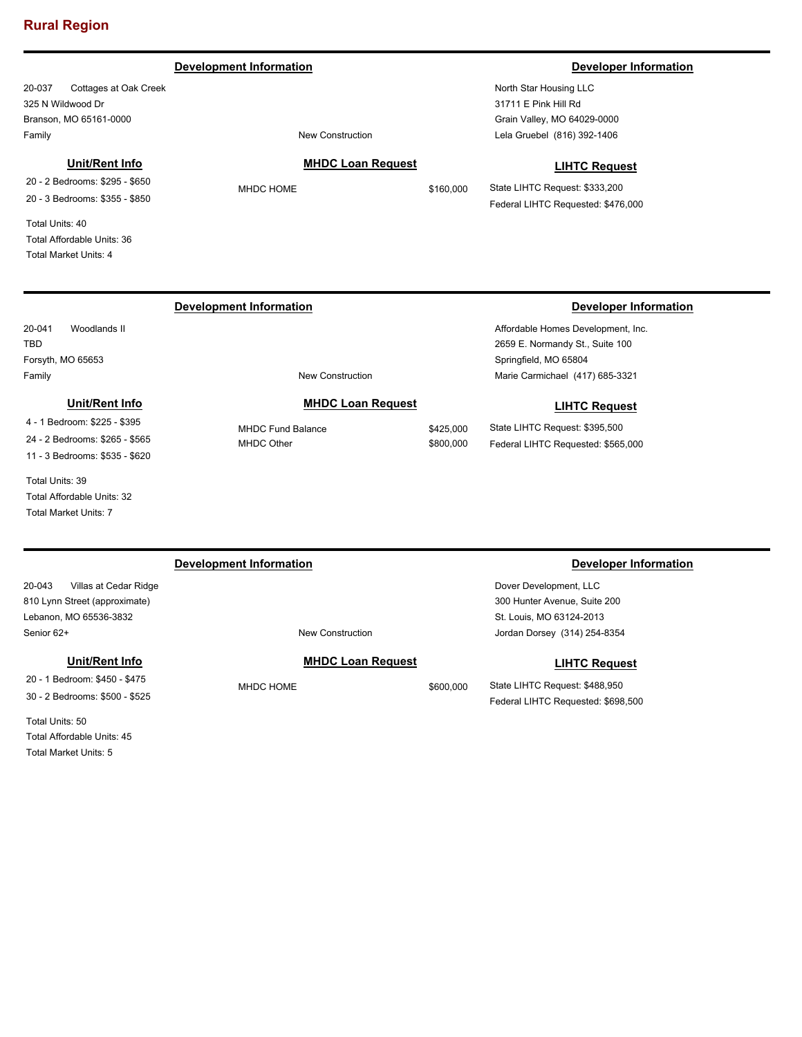## Rural Region

---

### Development Information

20-037 Cottages at Oak Creek
325 N Wildwood Dr
Branson, MO 65161-0000
Family

New Construction

### Developer Information

North Star Housing LLC
31711 E Pink Hill Rd
Grain Valley, MO 64029-0000
Lela Gruebel (816) 392-1406

#### Unit/Rent Info

20 - 2 Bedrooms: $295 - $650
20 - 3 Bedrooms: $355 - $850

Total Units: 40
Total Affordable Units: 36
Total Market Units: 4

#### MHDC Loan Request

| | |
|---|---|
| MHDC HOME | $160,000 |

#### LIHTC Request

State LIHTC Request: $333,200
Federal LIHTC Requested: $476,000

---

### Development Information

20-041 Woodlands II
TBD
Forsyth, MO 65653
Family

New Construction

### Developer Information

Affordable Homes Development, Inc.
2659 E. Normandy St., Suite 100
Springfield, MO 65804
Marie Carmichael (417) 685-3321

#### Unit/Rent Info

4 - 1 Bedroom: $225 - $395
24 - 2 Bedrooms: $265 - $565
11 - 3 Bedrooms: $535 - $620

Total Units: 39
Total Affordable Units: 32
Total Market Units: 7

#### MHDC Loan Request

| | |
|---|---|
| MHDC Fund Balance | $425,000 |
| MHDC Other | $800,000 |

#### LIHTC Request

State LIHTC Request: $395,500
Federal LIHTC Requested: $565,000

---

### Development Information

20-043 Villas at Cedar Ridge
810 Lynn Street (approximate)
Lebanon, MO 65536-3832
Senior 62+

New Construction

### Developer Information

Dover Development, LLC
300 Hunter Avenue, Suite 200
St. Louis, MO 63124-2013
Jordan Dorsey (314) 254-8354

#### Unit/Rent Info

20 - 1 Bedroom: $450 - $475
30 - 2 Bedrooms: $500 - $525

Total Units: 50
Total Affordable Units: 45
Total Market Units: 5

#### MHDC Loan Request

| | |
|---|---|
| MHDC HOME | $600,000 |

#### LIHTC Request

State LIHTC Request: $488,950
Federal LIHTC Requested: $698,500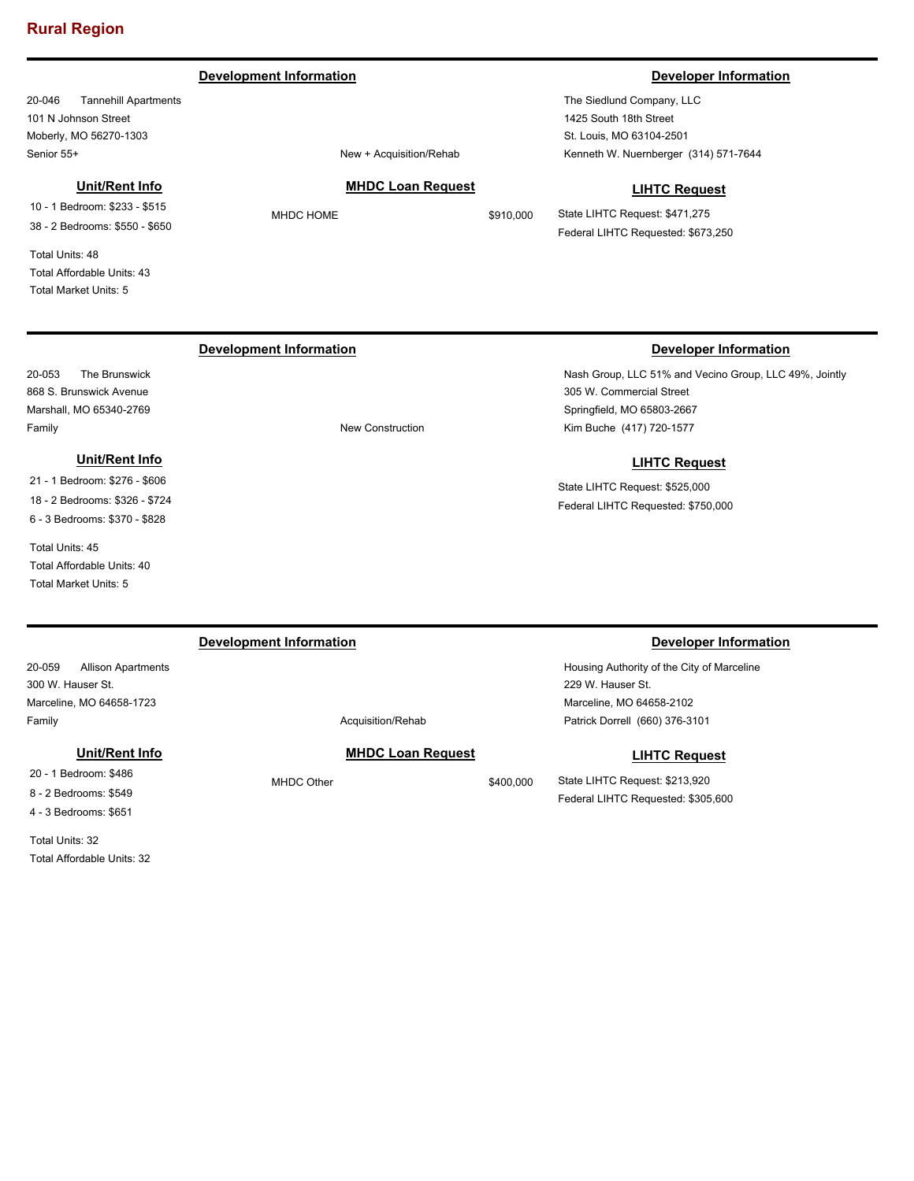## Rural Region

---

**Development Information**

20-046 Tannehill Apartments
101 N Johnson Street
Moberly, MO 56270-1303
Senior 55+

New + Acquisition/Rehab

**Developer Information**

The Siedlund Company, LLC
1425 South 18th Street
St. Louis, MO 63104-2501
Kenneth W. Nuernberger (314) 571-7644

**Unit/Rent Info**

10 - 1 Bedroom: $233 - $515
38 - 2 Bedrooms: $550 - $650

Total Units: 48
Total Affordable Units: 43
Total Market Units: 5

**MHDC Loan Request**

MHDC HOME $910,000

**LIHTC Request**

State LIHTC Request: $471,275
Federal LIHTC Requested: $673,250

---

**Development Information**

20-053 The Brunswick
868 S. Brunswick Avenue
Marshall, MO 65340-2769
Family

New Construction

**Developer Information**

Nash Group, LLC 51% and Vecino Group, LLC 49%, Jointly
305 W. Commercial Street
Springfield, MO 65803-2667
Kim Buche (417) 720-1577

**Unit/Rent Info**

21 - 1 Bedroom: $276 - $606
18 - 2 Bedrooms: $326 - $724
6 - 3 Bedrooms: $370 - $828

Total Units: 45
Total Affordable Units: 40
Total Market Units: 5

**LIHTC Request**

State LIHTC Request: $525,000
Federal LIHTC Requested: $750,000

---

**Development Information**

20-059 Allison Apartments
300 W. Hauser St.
Marceline, MO 64658-1723
Family

Acquisition/Rehab

**Developer Information**

Housing Authority of the City of Marceline
229 W. Hauser St.
Marceline, MO 64658-2102
Patrick Dorrell (660) 376-3101

**Unit/Rent Info**

20 - 1 Bedroom: $486
8 - 2 Bedrooms: $549
4 - 3 Bedrooms: $651

Total Units: 32
Total Affordable Units: 32

**MHDC Loan Request**

MHDC Other $400,000

**LIHTC Request**

State LIHTC Request: $213,920
Federal LIHTC Requested: $305,600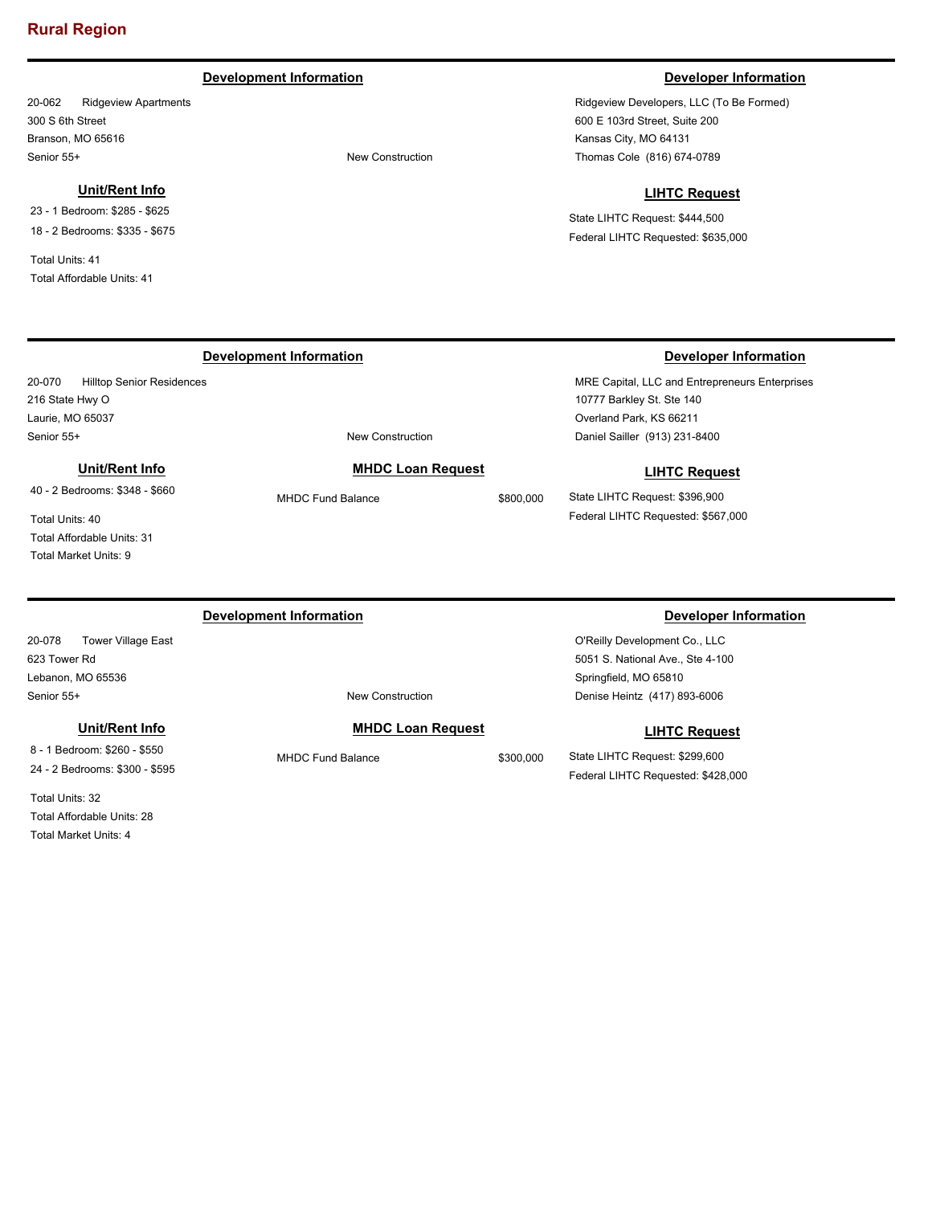## Rural Region

---

### Development Information

20-062 Ridgeview Apartments
300 S 6th Street
Branson, MO 65616
Senior 55+

New Construction

### Developer Information

Ridgeview Developers, LLC (To Be Formed)
600 E 103rd Street, Suite 200
Kansas City, MO 64131
Thomas Cole (816) 674-0789

### Unit/Rent Info

23 - 1 Bedroom: $285 - $625
18 - 2 Bedrooms: $335 - $675

Total Units: 41
Total Affordable Units: 41

### LIHTC Request

State LIHTC Request: $444,500
Federal LIHTC Requested: $635,000

---

### Development Information

20-070 Hilltop Senior Residences
216 State Hwy O
Laurie, MO 65037
Senior 55+

New Construction

### Developer Information

MRE Capital, LLC and Entrepreneurs Enterprises
10777 Barkley St. Ste 140
Overland Park, KS 66211
Daniel Sailler (913) 231-8400

### Unit/Rent Info

40 - 2 Bedrooms: $348 - $660

Total Units: 40
Total Affordable Units: 31
Total Market Units: 9

### MHDC Loan Request

| | |
|---|---|
| MHDC Fund Balance | $800,000 |

### LIHTC Request

State LIHTC Request: $396,900
Federal LIHTC Requested: $567,000

---

### Development Information

20-078 Tower Village East
623 Tower Rd
Lebanon, MO 65536
Senior 55+

New Construction

### Developer Information

O'Reilly Development Co., LLC
5051 S. National Ave., Ste 4-100
Springfield, MO 65810
Denise Heintz (417) 893-6006

### Unit/Rent Info

8 - 1 Bedroom: $260 - $550
24 - 2 Bedrooms: $300 - $595

Total Units: 32
Total Affordable Units: 28
Total Market Units: 4

### MHDC Loan Request

| | |
|---|---|
| MHDC Fund Balance | $300,000 |

### LIHTC Request

State LIHTC Request: $299,600
Federal LIHTC Requested: $428,000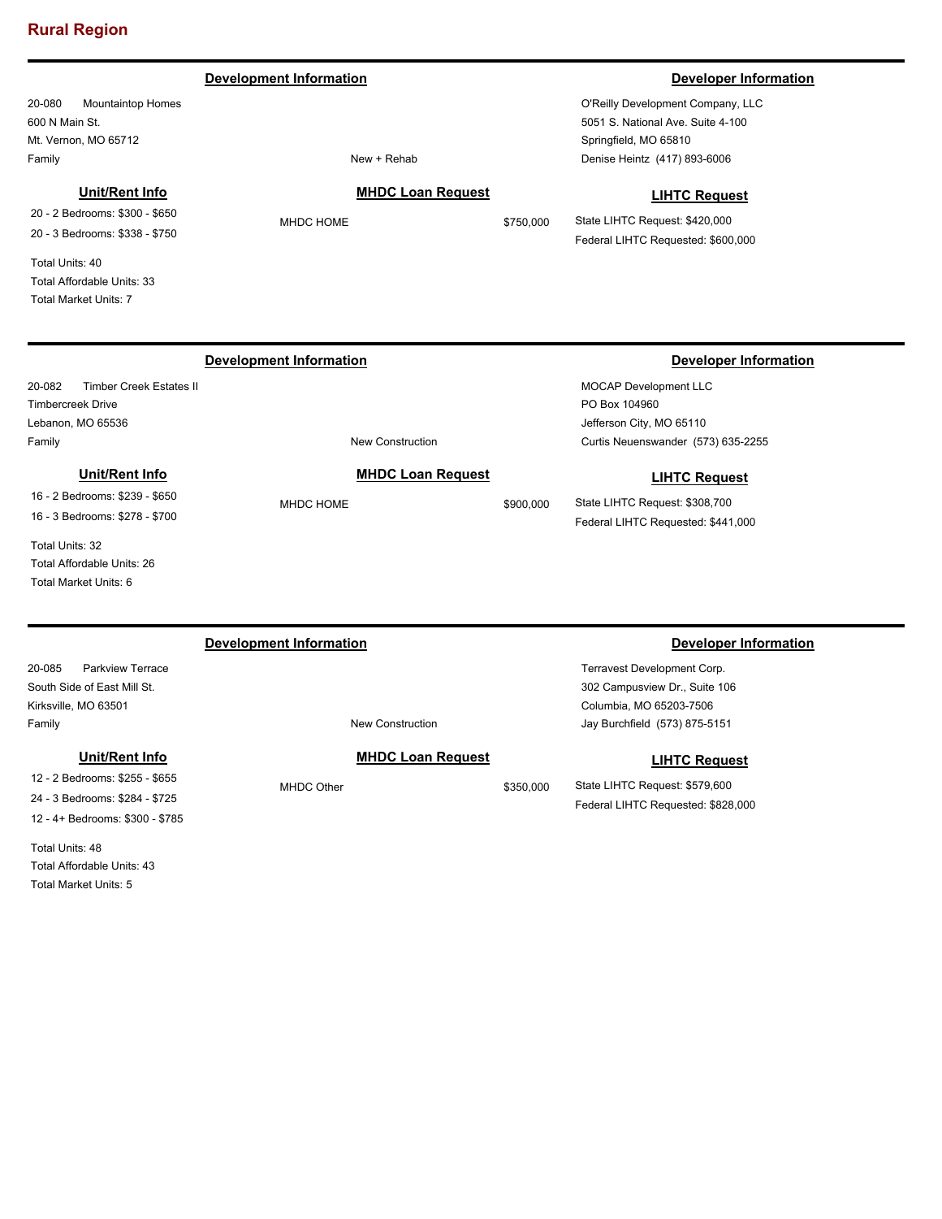## Rural Region

---

**Development Information**

20-080 Mountaintop Homes
600 N Main St.
Mt. Vernon, MO 65712
Family

New + Rehab

**Developer Information**

O'Reilly Development Company, LLC
5051 S. National Ave. Suite 4-100
Springfield, MO 65810
Denise Heintz (417) 893-6006

**Unit/Rent Info**

20 - 2 Bedrooms: $300 - $650
20 - 3 Bedrooms: $338 - $750

Total Units: 40
Total Affordable Units: 33
Total Market Units: 7

**MHDC Loan Request**

MHDC HOME $750,000

**LIHTC Request**

State LIHTC Request: $420,000
Federal LIHTC Requested: $600,000

---

**Development Information**

20-082 Timber Creek Estates II
Timbercreek Drive
Lebanon, MO 65536
Family

New Construction

**Developer Information**

MOCAP Development LLC
PO Box 104960
Jefferson City, MO 65110
Curtis Neuenswander (573) 635-2255

**Unit/Rent Info**

16 - 2 Bedrooms: $239 - $650
16 - 3 Bedrooms: $278 - $700

Total Units: 32
Total Affordable Units: 26
Total Market Units: 6

**MHDC Loan Request**

MHDC HOME $900,000

**LIHTC Request**

State LIHTC Request: $308,700
Federal LIHTC Requested: $441,000

---

**Development Information**

20-085 Parkview Terrace
South Side of East Mill St.
Kirksville, MO 63501
Family

New Construction

**Developer Information**

Terravest Development Corp.
302 Campusview Dr., Suite 106
Columbia, MO 65203-7506
Jay Burchfield (573) 875-5151

**Unit/Rent Info**

12 - 2 Bedrooms: $255 - $655
24 - 3 Bedrooms: $284 - $725
12 - 4+ Bedrooms: $300 - $785

Total Units: 48
Total Affordable Units: 43
Total Market Units: 5

**MHDC Loan Request**

MHDC Other $350,000

**LIHTC Request**

State LIHTC Request: $579,600
Federal LIHTC Requested: $828,000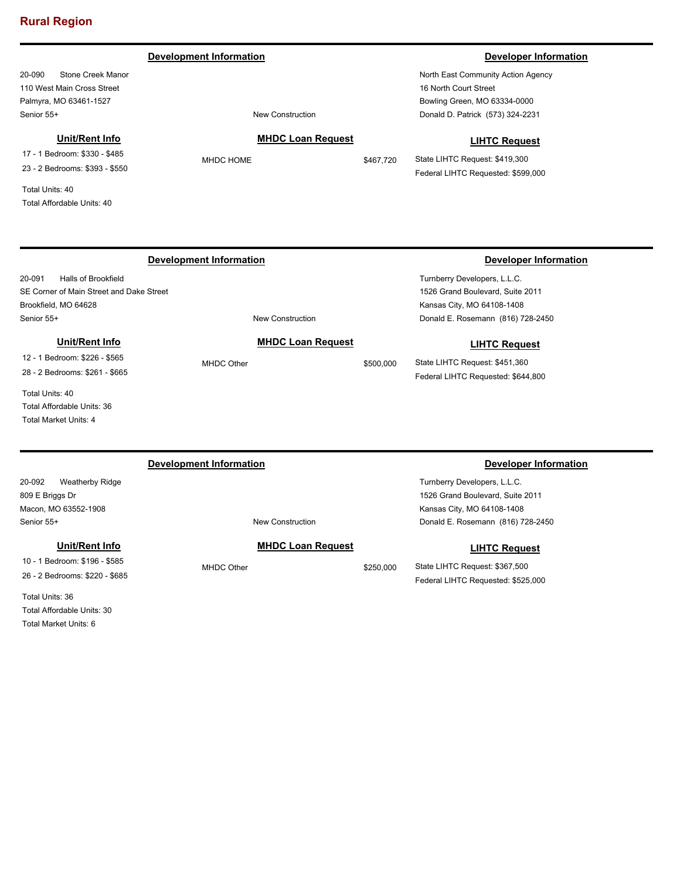## Rural Region

---

### Development Information

20-090 Stone Creek Manor
110 West Main Cross Street
Palmyra, MO 63461-1527
Senior 55+

New Construction

### Developer Information

North East Community Action Agency
16 North Court Street
Bowling Green, MO 63334-0000
Donald D. Patrick (573) 324-2231

**Unit/Rent Info**

17 - 1 Bedroom: $330 - $485
23 - 2 Bedrooms: $393 - $550

Total Units: 40
Total Affordable Units: 40

**MHDC Loan Request**

MHDC HOME $467,720

**LIHTC Request**

State LIHTC Request: $419,300
Federal LIHTC Requested: $599,000

---

### Development Information

20-091 Halls of Brookfield
SE Corner of Main Street and Dake Street
Brookfield, MO 64628
Senior 55+

New Construction

### Developer Information

Turnberry Developers, L.L.C.
1526 Grand Boulevard, Suite 2011
Kansas City, MO 64108-1408
Donald E. Rosemann (816) 728-2450

**Unit/Rent Info**

12 - 1 Bedroom: $226 - $565
28 - 2 Bedrooms: $261 - $665

Total Units: 40
Total Affordable Units: 36
Total Market Units: 4

**MHDC Loan Request**

MHDC Other $500,000

**LIHTC Request**

State LIHTC Request: $451,360
Federal LIHTC Requested: $644,800

---

### Development Information

20-092 Weatherby Ridge
809 E Briggs Dr
Macon, MO 63552-1908
Senior 55+

New Construction

### Developer Information

Turnberry Developers, L.L.C.
1526 Grand Boulevard, Suite 2011
Kansas City, MO 64108-1408
Donald E. Rosemann (816) 728-2450

**Unit/Rent Info**

10 - 1 Bedroom: $196 - $585
26 - 2 Bedrooms: $220 - $685

Total Units: 36
Total Affordable Units: 30
Total Market Units: 6

**MHDC Loan Request**

MHDC Other $250,000

**LIHTC Request**

State LIHTC Request: $367,500
Federal LIHTC Requested: $525,000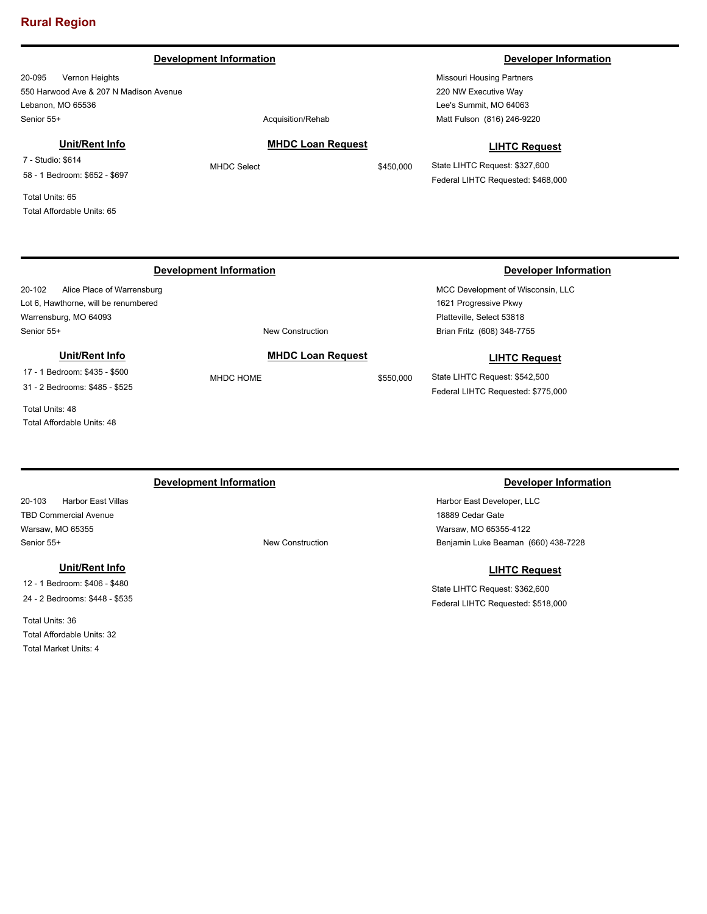## Rural Region

---

**Development Information**

20-095 Vernon Heights
550 Harwood Ave & 207 N Madison Avenue
Lebanon, MO 65536
Senior 55+

Acquisition/Rehab

**Developer Information**

Missouri Housing Partners
220 NW Executive Way
Lee's Summit, MO 64063
Matt Fulson (816) 246-9220

**Unit/Rent Info**

7 - Studio: $614
58 - 1 Bedroom: $652 - $697

Total Units: 65
Total Affordable Units: 65

**MHDC Loan Request**

MHDC Select $450,000

**LIHTC Request**

State LIHTC Request: $327,600
Federal LIHTC Requested: $468,000

---

**Development Information**

20-102 Alice Place of Warrensburg
Lot 6, Hawthorne, will be renumbered
Warrensburg, MO 64093
Senior 55+

New Construction

**Developer Information**

MCC Development of Wisconsin, LLC
1621 Progressive Pkwy
Platteville, Select 53818
Brian Fritz (608) 348-7755

**Unit/Rent Info**

17 - 1 Bedroom: $435 - $500
31 - 2 Bedrooms: $485 - $525

Total Units: 48
Total Affordable Units: 48

**MHDC Loan Request**

MHDC HOME $550,000

**LIHTC Request**

State LIHTC Request: $542,500
Federal LIHTC Requested: $775,000

---

**Development Information**

20-103 Harbor East Villas
TBD Commercial Avenue
Warsaw, MO 65355
Senior 55+

New Construction

**Developer Information**

Harbor East Developer, LLC
18889 Cedar Gate
Warsaw, MO 65355-4122
Benjamin Luke Beaman (660) 438-7228

**Unit/Rent Info**

12 - 1 Bedroom: $406 - $480
24 - 2 Bedrooms: $448 - $535

Total Units: 36
Total Affordable Units: 32
Total Market Units: 4

**LIHTC Request**

State LIHTC Request: $362,600
Federal LIHTC Requested: $518,000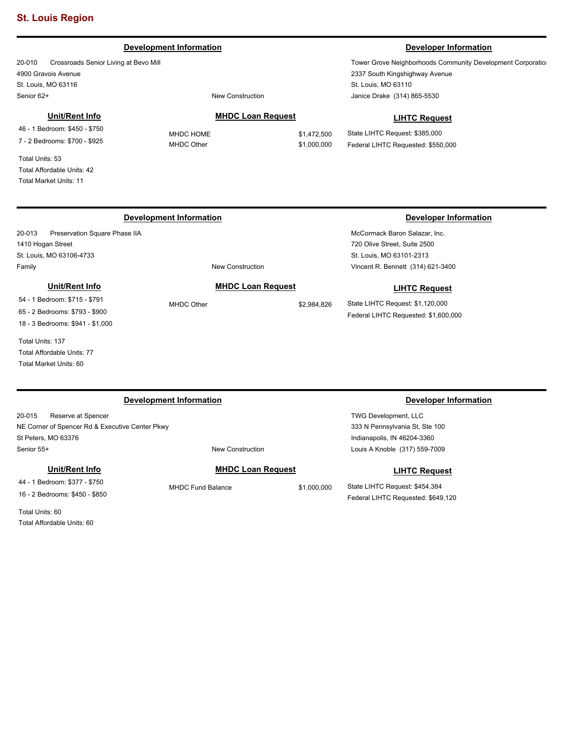## St. Louis Region

---

### Development Information

20-010 Crossroads Senior Living at Bevo Mill
4900 Gravois Avenue
St. Louis, MO 63116
Senior 62+

New Construction

### Developer Information

Tower Grove Neighborhoods Community Development Corporatio
2337 South Kingshighway Avenue
St. Louis, MO 63110
Janice Drake (314) 865-5530

**Unit/Rent Info**

46 - 1 Bedroom: $450 - $750
7 - 2 Bedrooms: $700 - $925

Total Units: 53
Total Affordable Units: 42
Total Market Units: 11

**MHDC Loan Request**

| | |
|---|---|
| MHDC HOME | $1,472,500 |
| MHDC Other | $1,000,000 |

**LIHTC Request**

State LIHTC Request: $385,000
Federal LIHTC Requested: $550,000

---

### Development Information

20-013 Preservation Square Phase IIA
1410 Hogan Street
St. Louis, MO 63106-4733
Family

New Construction

### Developer Information

McCormack Baron Salazar, Inc.
720 Olive Street, Suite 2500
St. Louis, MO 63101-2313
Vincent R. Bennett (314) 621-3400

**Unit/Rent Info**

54 - 1 Bedroom: $715 - $791
65 - 2 Bedrooms: $793 - $900
18 - 3 Bedrooms: $941 - $1,000

Total Units: 137
Total Affordable Units: 77
Total Market Units: 60

**MHDC Loan Request**

| | |
|---|---|
| MHDC Other | $2,984,826 |

**LIHTC Request**

State LIHTC Request: $1,120,000
Federal LIHTC Requested: $1,600,000

---

### Development Information

20-015 Reserve at Spencer
NE Corner of Spencer Rd & Executive Center Pkwy
St Peters, MO 63376
Senior 55+

New Construction

### Developer Information

TWG Development, LLC
333 N Pennsylvania St, Ste 100
Indianapolis, IN 46204-3360
Louis A Knoble (317) 559-7009

**Unit/Rent Info**

44 - 1 Bedroom: $377 - $750
16 - 2 Bedrooms: $450 - $850

Total Units: 60
Total Affordable Units: 60

**MHDC Loan Request**

| | |
|---|---|
| MHDC Fund Balance | $1,000,000 |

**LIHTC Request**

State LIHTC Request: $454,384
Federal LIHTC Requested: $649,120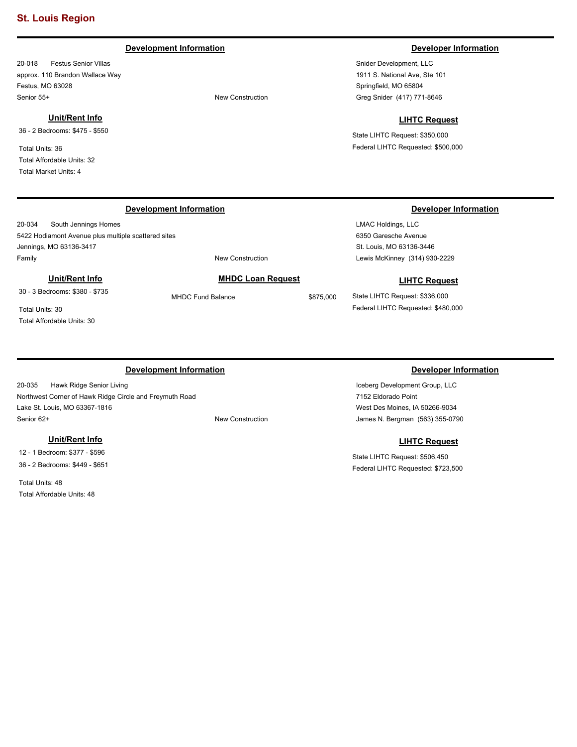# St. Louis Region

---

### Development Information

20-018 Festus Senior Villas
approx. 110 Brandon Wallace Way
Festus, MO 63028
Senior 55+ — New Construction

### Developer Information

Snider Development, LLC
1911 S. National Ave, Ste 101
Springfield, MO 65804
Greg Snider (417) 771-8646

### Unit/Rent Info

36 - 2 Bedrooms: $475 - $550

Total Units: 36
Total Affordable Units: 32
Total Market Units: 4

### LIHTC Request

State LIHTC Request: $350,000
Federal LIHTC Requested: $500,000

---

### Development Information

20-034 South Jennings Homes
5422 Hodiamont Avenue plus multiple scattered sites
Jennings, MO 63136-3417
Family — New Construction

### Developer Information

LMAC Holdings, LLC
6350 Garesche Avenue
St. Louis, MO 63136-3446
Lewis McKinney (314) 930-2229

### Unit/Rent Info

30 - 3 Bedrooms: $380 - $735

Total Units: 30
Total Affordable Units: 30

### MHDC Loan Request

MHDC Fund Balance $875,000

### LIHTC Request

State LIHTC Request: $336,000
Federal LIHTC Requested: $480,000

---

### Development Information

20-035 Hawk Ridge Senior Living
Northwest Corner of Hawk Ridge Circle and Freymuth Road
Lake St. Louis, MO 63367-1816
Senior 62+ — New Construction

### Developer Information

Iceberg Development Group, LLC
7152 Eldorado Point
West Des Moines, IA 50266-9034
James N. Bergman (563) 355-0790

### Unit/Rent Info

12 - 1 Bedroom: $377 - $596
36 - 2 Bedrooms: $449 - $651

Total Units: 48
Total Affordable Units: 48

### LIHTC Request

State LIHTC Request: $506,450
Federal LIHTC Requested: $723,500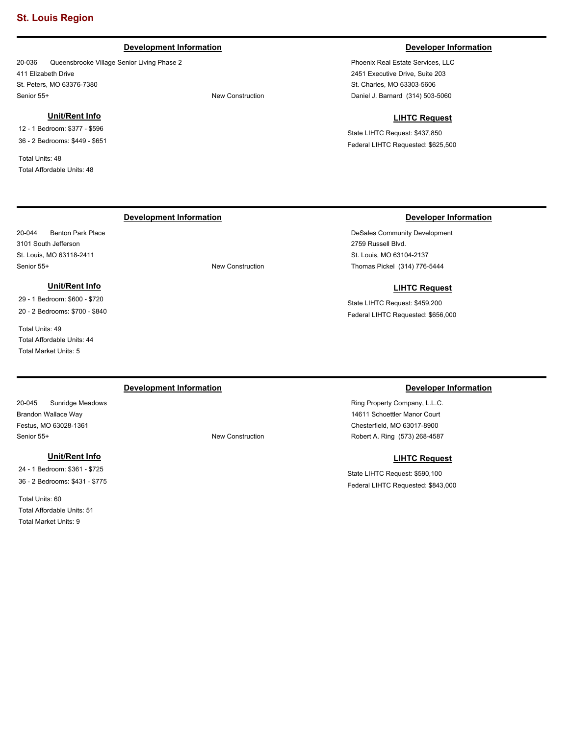## St. Louis Region

---

### Development Information

20-036 Queensbrooke Village Senior Living Phase 2
411 Elizabeth Drive
St. Peters, MO 63376-7380
Senior 55+ — New Construction

### Developer Information

Phoenix Real Estate Services, LLC
2451 Executive Drive, Suite 203
St. Charles, MO 63303-5606
Daniel J. Barnard (314) 503-5060

### Unit/Rent Info

12 - 1 Bedroom: $377 - $596
36 - 2 Bedrooms: $449 - $651

Total Units: 48
Total Affordable Units: 48

### LIHTC Request

State LIHTC Request: $437,850
Federal LIHTC Requested: $625,500

---

### Development Information

20-044 Benton Park Place
3101 South Jefferson
St. Louis, MO 63118-2411
Senior 55+ — New Construction

### Developer Information

DeSales Community Development
2759 Russell Blvd.
St. Louis, MO 63104-2137
Thomas Pickel (314) 776-5444

### Unit/Rent Info

29 - 1 Bedroom: $600 - $720
20 - 2 Bedrooms: $700 - $840

Total Units: 49
Total Affordable Units: 44
Total Market Units: 5

### LIHTC Request

State LIHTC Request: $459,200
Federal LIHTC Requested: $656,000

---

### Development Information

20-045 Sunridge Meadows
Brandon Wallace Way
Festus, MO 63028-1361
Senior 55+ — New Construction

### Developer Information

Ring Property Company, L.L.C.
14611 Schoettler Manor Court
Chesterfield, MO 63017-8900
Robert A. Ring (573) 268-4587

### Unit/Rent Info

24 - 1 Bedroom: $361 - $725
36 - 2 Bedrooms: $431 - $775

Total Units: 60
Total Affordable Units: 51
Total Market Units: 9

### LIHTC Request

State LIHTC Request: $590,100
Federal LIHTC Requested: $843,000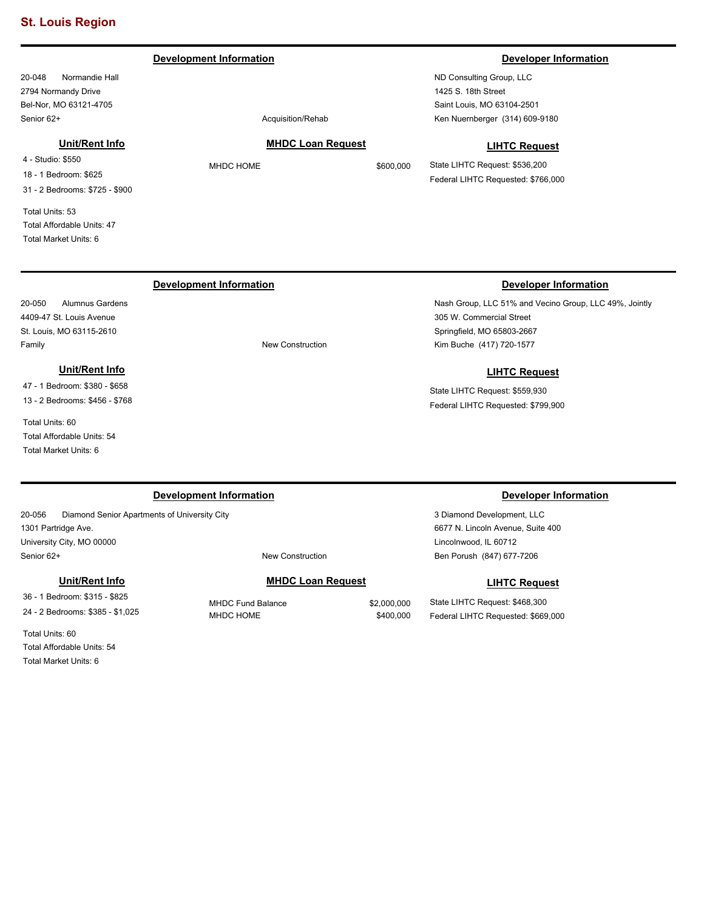## St. Louis Region

---

### Development Information

20-048 Normandie Hall
2794 Normandy Drive
Bel-Nor, MO 63121-4705
Senior 62+

Acquisition/Rehab

### Developer Information

ND Consulting Group, LLC
1425 S. 18th Street
Saint Louis, MO 63104-2501
Ken Nuernberger (314) 609-9180

### Unit/Rent Info

4 - Studio: $550
18 - 1 Bedroom: $625
31 - 2 Bedrooms: $725 - $900

Total Units: 53
Total Affordable Units: 47
Total Market Units: 6

### MHDC Loan Request

| | |
|---|---|
| MHDC HOME | $600,000 |

### LIHTC Request

State LIHTC Request: $536,200
Federal LIHTC Requested: $766,000

---

### Development Information

20-050 Alumnus Gardens
4409-47 St. Louis Avenue
St. Louis, MO 63115-2610
Family

New Construction

### Developer Information

Nash Group, LLC 51% and Vecino Group, LLC 49%, Jointly
305 W. Commercial Street
Springfield, MO 65803-2667
Kim Buche (417) 720-1577

### Unit/Rent Info

47 - 1 Bedroom: $380 - $658
13 - 2 Bedrooms: $456 - $768

Total Units: 60
Total Affordable Units: 54
Total Market Units: 6

### LIHTC Request

State LIHTC Request: $559,930
Federal LIHTC Requested: $799,900

---

### Development Information

20-056 Diamond Senior Apartments of University City
1301 Partridge Ave.
University City, MO 00000
Senior 62+

New Construction

### Developer Information

3 Diamond Development, LLC
6677 N. Lincoln Avenue, Suite 400
Lincolnwood, IL 60712
Ben Porush (847) 677-7206

### Unit/Rent Info

36 - 1 Bedroom: $315 - $825
24 - 2 Bedrooms: $385 - $1,025

Total Units: 60
Total Affordable Units: 54
Total Market Units: 6

### MHDC Loan Request

| | |
|---|---|
| MHDC Fund Balance | $2,000,000 |
| MHDC HOME | $400,000 |

### LIHTC Request

State LIHTC Request: $468,300
Federal LIHTC Requested: $669,000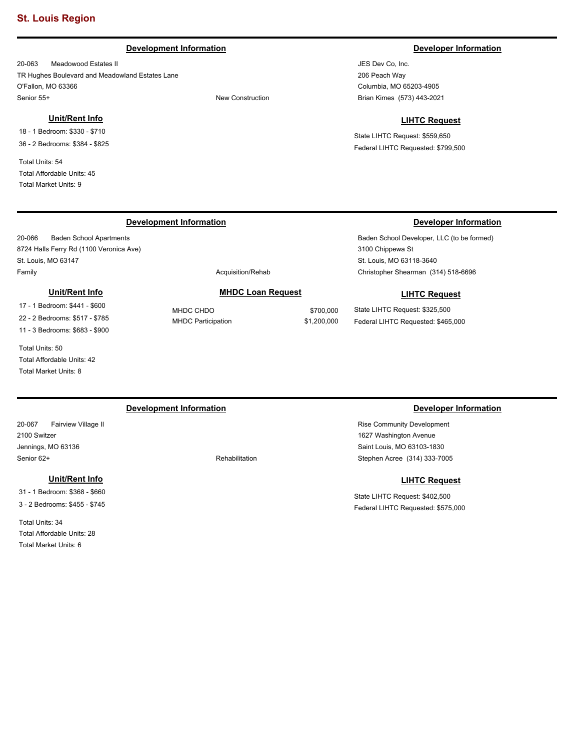## St. Louis Region

---

### Development Information

20-063 Meadowood Estates II
TR Hughes Boulevard and Meadowland Estates Lane
O'Fallon, MO 63366
Senior 55+ New Construction

### Developer Information

JES Dev Co, Inc.
206 Peach Way
Columbia, MO 65203-4905
Brian Kimes (573) 443-2021

#### Unit/Rent Info

18 - 1 Bedroom: $330 - $710
36 - 2 Bedrooms: $384 - $825

Total Units: 54
Total Affordable Units: 45
Total Market Units: 9

#### LIHTC Request

State LIHTC Request: $559,650
Federal LIHTC Requested: $799,500

---

### Development Information

20-066 Baden School Apartments
8724 Halls Ferry Rd (1100 Veronica Ave)
St. Louis, MO 63147
Family Acquisition/Rehab

### Developer Information

Baden School Developer, LLC (to be formed)
3100 Chippewa St
St. Louis, MO 63118-3640
Christopher Shearman (314) 518-6696

#### Unit/Rent Info

17 - 1 Bedroom: $441 - $600
22 - 2 Bedrooms: $517 - $785
11 - 3 Bedrooms: $683 - $900

Total Units: 50
Total Affordable Units: 42
Total Market Units: 8

#### MHDC Loan Request

| | |
|---|---|
| MHDC CHDO | $700,000 |
| MHDC Participation | $1,200,000 |

#### LIHTC Request

State LIHTC Request: $325,500
Federal LIHTC Requested: $465,000

---

### Development Information

20-067 Fairview Village II
2100 Switzer
Jennings, MO 63136
Senior 62+ Rehabilitation

### Developer Information

Rise Community Development
1627 Washington Avenue
Saint Louis, MO 63103-1830
Stephen Acree (314) 333-7005

#### Unit/Rent Info

31 - 1 Bedroom: $368 - $660
3 - 2 Bedrooms: $455 - $745

Total Units: 34
Total Affordable Units: 28
Total Market Units: 6

#### LIHTC Request

State LIHTC Request: $402,500
Federal LIHTC Requested: $575,000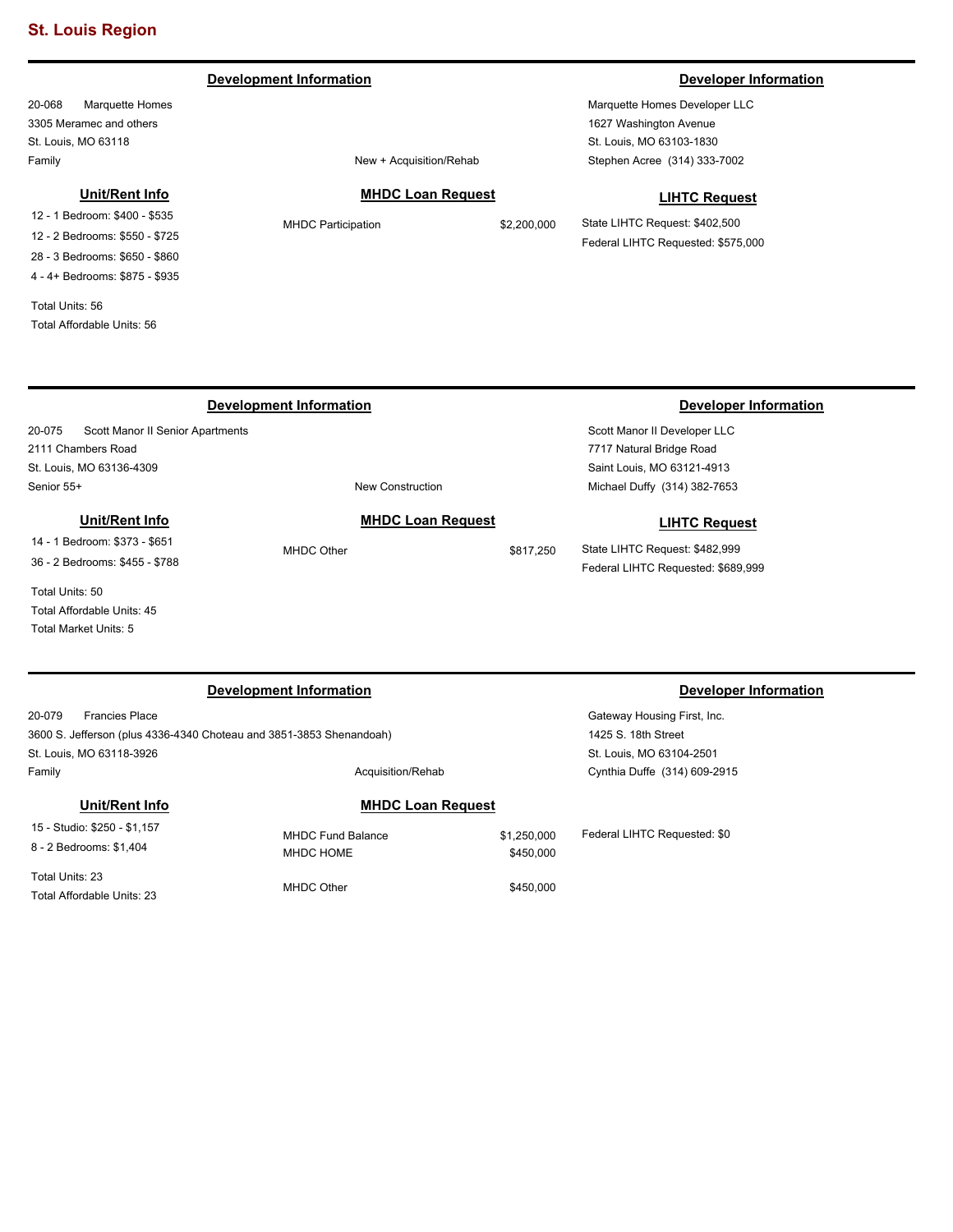## St. Louis Region

---

### Development Information

20-068 Marquette Homes
3305 Meramec and others
St. Louis, MO 63118
Family

New + Acquisition/Rehab

### Developer Information

Marquette Homes Developer LLC
1627 Washington Avenue
St. Louis, MO 63103-1830
Stephen Acree (314) 333-7002

**Unit/Rent Info**

12 - 1 Bedroom: $400 - $535
12 - 2 Bedrooms: $550 - $725
28 - 3 Bedrooms: $650 - $860
4 - 4+ Bedrooms: $875 - $935

Total Units: 56
Total Affordable Units: 56

**MHDC Loan Request**

| | |
|---|---|
| MHDC Participation | $2,200,000 |

**LIHTC Request**

State LIHTC Request: $402,500
Federal LIHTC Requested: $575,000

---

### Development Information

20-075 Scott Manor II Senior Apartments
2111 Chambers Road
St. Louis, MO 63136-4309
Senior 55+

New Construction

### Developer Information

Scott Manor II Developer LLC
7717 Natural Bridge Road
Saint Louis, MO 63121-4913
Michael Duffy (314) 382-7653

**Unit/Rent Info**

14 - 1 Bedroom: $373 - $651
36 - 2 Bedrooms: $455 - $788

Total Units: 50
Total Affordable Units: 45
Total Market Units: 5

**MHDC Loan Request**

| | |
|---|---|
| MHDC Other | $817,250 |

**LIHTC Request**

State LIHTC Request: $482,999
Federal LIHTC Requested: $689,999

---

### Development Information

20-079 Francies Place
3600 S. Jefferson (plus 4336-4340 Choteau and 3851-3853 Shenandoah)
St. Louis, MO 63118-3926
Family

Acquisition/Rehab

### Developer Information

Gateway Housing First, Inc.
1425 S. 18th Street
St. Louis, MO 63104-2501
Cynthia Duffe (314) 609-2915

**Unit/Rent Info**

15 - Studio: $250 - $1,157
8 - 2 Bedrooms: $1,404

Total Units: 23
Total Affordable Units: 23

**MHDC Loan Request**

| | |
|---|---|
| MHDC Fund Balance | $1,250,000 |
| MHDC HOME | $450,000 |
| MHDC Other | $450,000 |

Federal LIHTC Requested: $0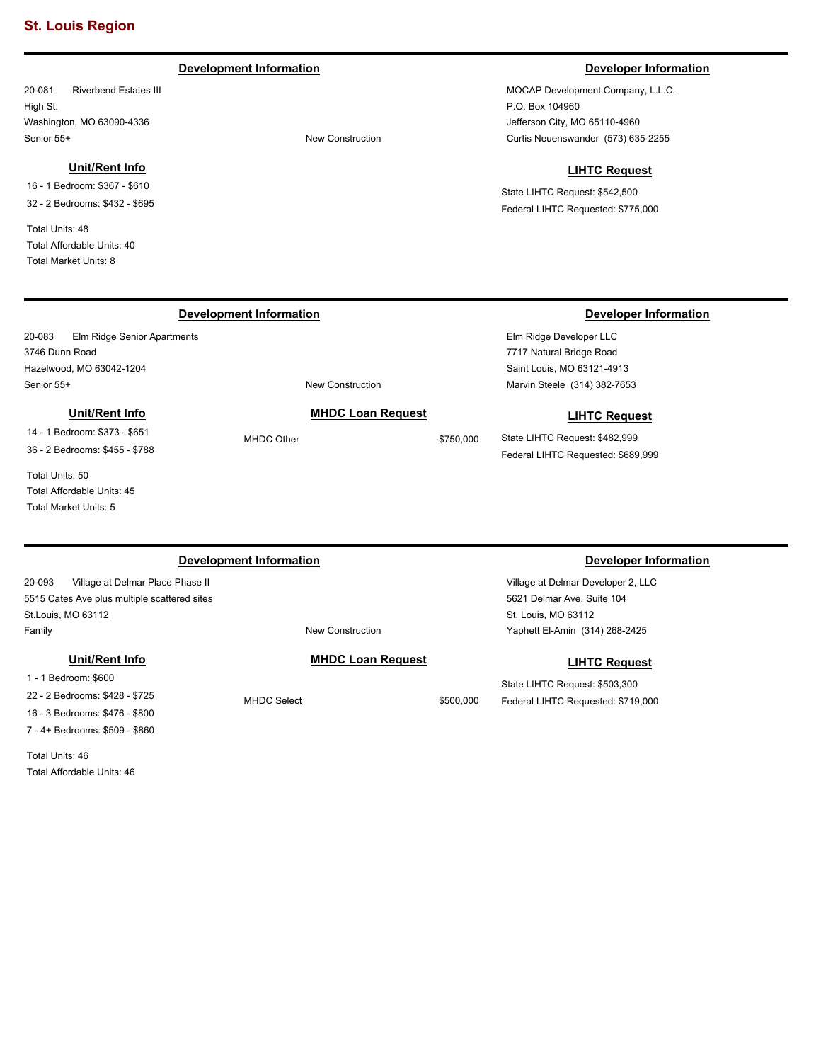## St. Louis Region

---

### Development Information

20-081 Riverbend Estates III
High St.
Washington, MO 63090-4336
Senior 55+

New Construction

### Developer Information

MOCAP Development Company, L.L.C.
P.O. Box 104960
Jefferson City, MO 65110-4960
Curtis Neuenswander (573) 635-2255

#### Unit/Rent Info

16 - 1 Bedroom: $367 - $610
32 - 2 Bedrooms: $432 - $695

Total Units: 48
Total Affordable Units: 40
Total Market Units: 8

#### LIHTC Request

State LIHTC Request: $542,500
Federal LIHTC Requested: $775,000

---

### Development Information

20-083 Elm Ridge Senior Apartments
3746 Dunn Road
Hazelwood, MO 63042-1204
Senior 55+

New Construction

### Developer Information

Elm Ridge Developer LLC
7717 Natural Bridge Road
Saint Louis, MO 63121-4913
Marvin Steele (314) 382-7653

#### Unit/Rent Info

14 - 1 Bedroom: $373 - $651
36 - 2 Bedrooms: $455 - $788

Total Units: 50
Total Affordable Units: 45
Total Market Units: 5

#### MHDC Loan Request

MHDC Other $750,000

#### LIHTC Request

State LIHTC Request: $482,999
Federal LIHTC Requested: $689,999

---

### Development Information

20-093 Village at Delmar Place Phase II
5515 Cates Ave plus multiple scattered sites
St.Louis, MO 63112
Family

New Construction

### Developer Information

Village at Delmar Developer 2, LLC
5621 Delmar Ave, Suite 104
St. Louis, MO 63112
Yaphett El-Amin (314) 268-2425

#### Unit/Rent Info

1 - 1 Bedroom: $600
22 - 2 Bedrooms: $428 - $725
16 - 3 Bedrooms: $476 - $800
7 - 4+ Bedrooms: $509 - $860

Total Units: 46
Total Affordable Units: 46

#### MHDC Loan Request

MHDC Select $500,000

#### LIHTC Request

State LIHTC Request: $503,300
Federal LIHTC Requested: $719,000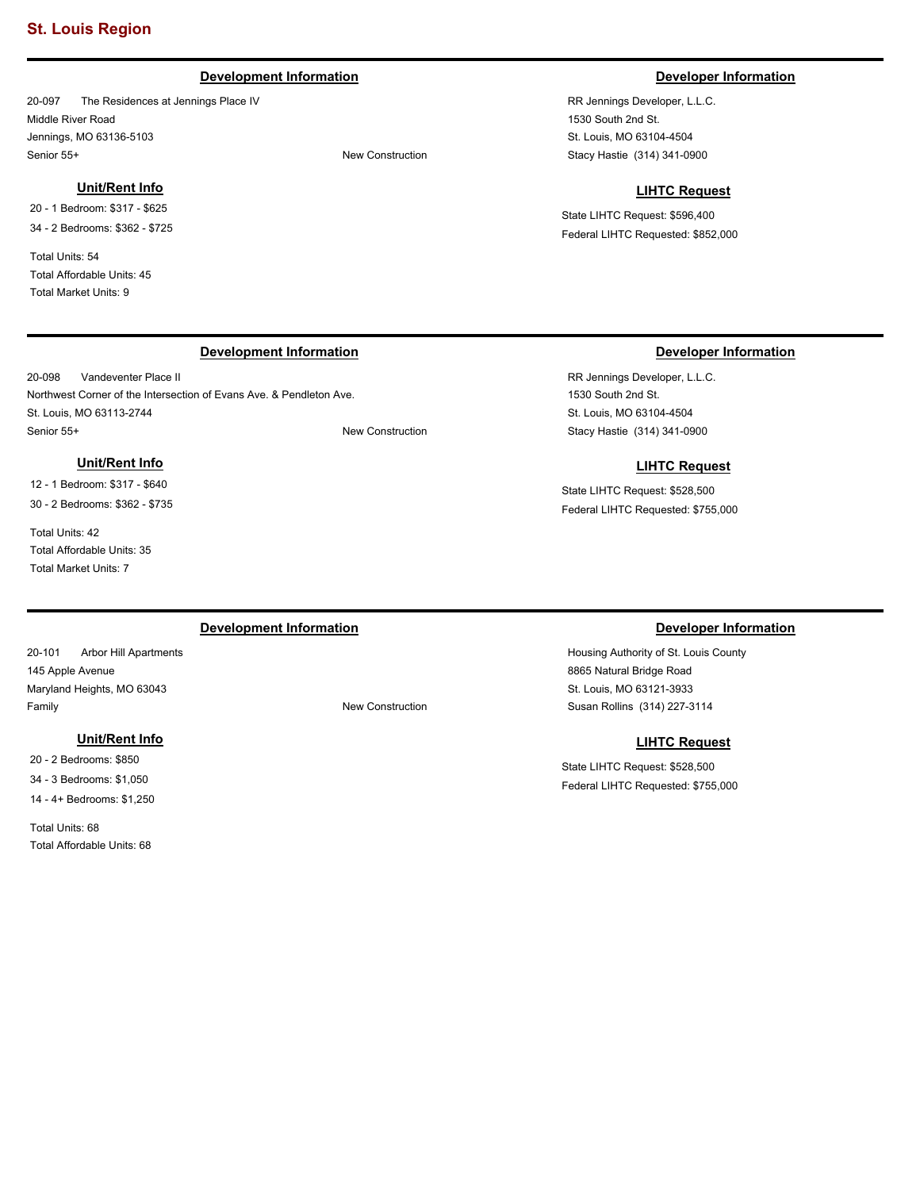## St. Louis Region

---

### Development Information

20-097 The Residences at Jennings Place IV
Middle River Road
Jennings, MO 63136-5103
Senior 55+ New Construction

### Developer Information

RR Jennings Developer, L.L.C.
1530 South 2nd St.
St. Louis, MO 63104-4504
Stacy Hastie (314) 341-0900

### Unit/Rent Info

20 - 1 Bedroom: $317 - $625
34 - 2 Bedrooms: $362 - $725

Total Units: 54
Total Affordable Units: 45
Total Market Units: 9

### LIHTC Request

State LIHTC Request: $596,400
Federal LIHTC Requested: $852,000

---

### Development Information

20-098 Vandeventer Place II
Northwest Corner of the Intersection of Evans Ave. & Pendleton Ave.
St. Louis, MO 63113-2744
Senior 55+ New Construction

### Developer Information

RR Jennings Developer, L.L.C.
1530 South 2nd St.
St. Louis, MO 63104-4504
Stacy Hastie (314) 341-0900

### Unit/Rent Info

12 - 1 Bedroom: $317 - $640
30 - 2 Bedrooms: $362 - $735

Total Units: 42
Total Affordable Units: 35
Total Market Units: 7

### LIHTC Request

State LIHTC Request: $528,500
Federal LIHTC Requested: $755,000

---

### Development Information

20-101 Arbor Hill Apartments
145 Apple Avenue
Maryland Heights, MO 63043
Family New Construction

### Developer Information

Housing Authority of St. Louis County
8865 Natural Bridge Road
St. Louis, MO 63121-3933
Susan Rollins (314) 227-3114

### Unit/Rent Info

20 - 2 Bedrooms: $850
34 - 3 Bedrooms: $1,050
14 - 4+ Bedrooms: $1,250

Total Units: 68
Total Affordable Units: 68

### LIHTC Request

State LIHTC Request: $528,500
Federal LIHTC Requested: $755,000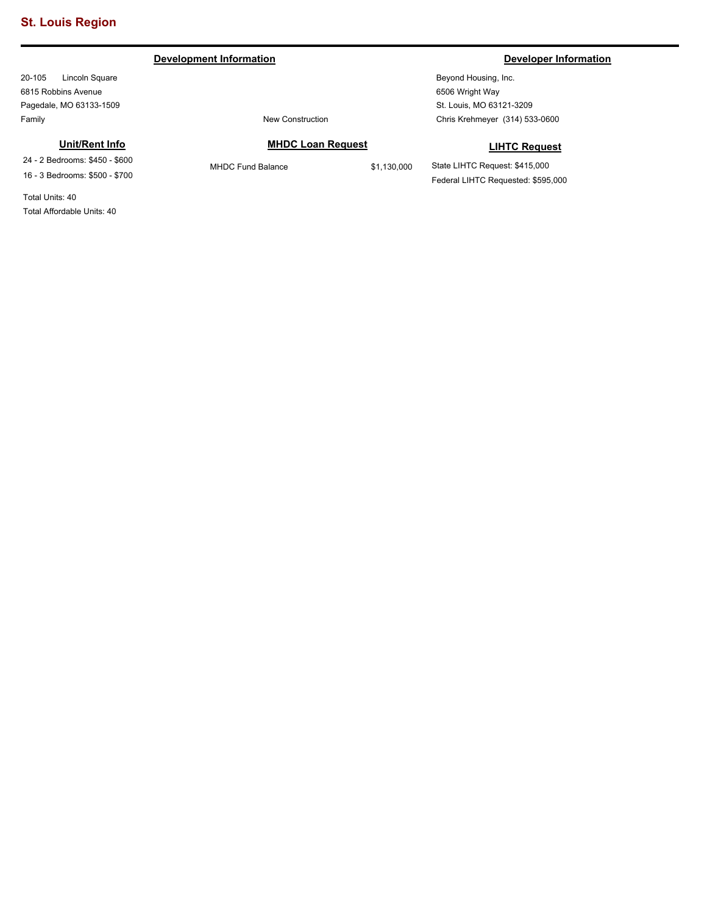## St. Louis Region

### Development Information

20-105 Lincoln Square
6815 Robbins Avenue
Pagedale, MO 63133-1509
Family

New Construction

### Developer Information

Beyond Housing, Inc.
6506 Wright Way
St. Louis, MO 63121-3209
Chris Krehmeyer (314) 533-0600

### Unit/Rent Info

24 - 2 Bedrooms: $450 - $600
16 - 3 Bedrooms: $500 - $700

Total Units: 40
Total Affordable Units: 40

### MHDC Loan Request

MHDC Fund Balance $1,130,000

### LIHTC Request

State LIHTC Request: $415,000
Federal LIHTC Requested: $595,000